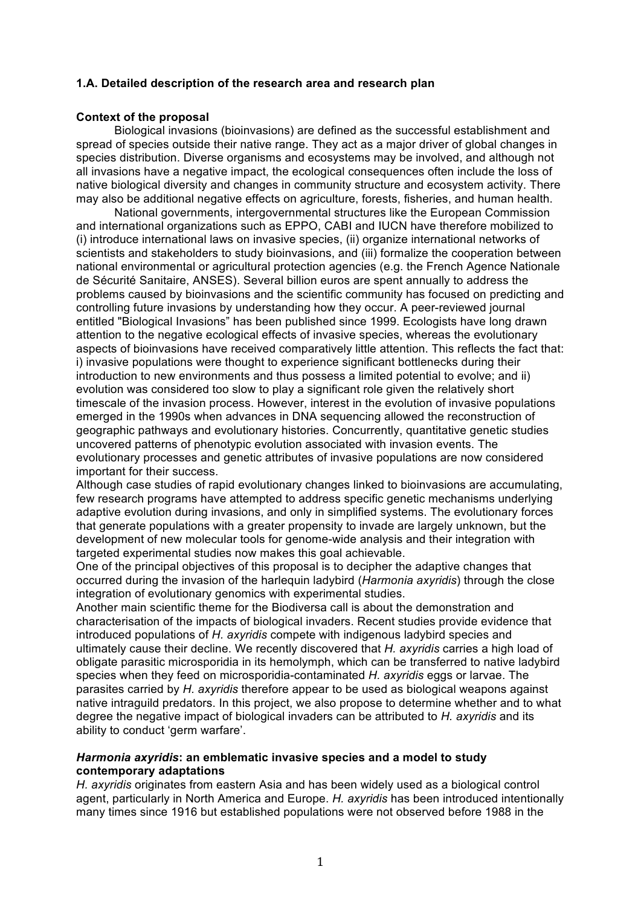### 1.A. Detailed description of the research area and research plan

**Context of the proposal**

Biological invasions (bioinvasions) are defined as the successful establishment and spread of species outside their native range. They act as a major driver of global changes in species distribution. Diverse organisms and ecosystems may be involved, and although not all invasions have a negative impact, the ecological consequences often include the loss of native biological diversity and changes in community structure and ecosystem activity. There may also be additional negative effects on agriculture, forests, fisheries, and human health.

National governments, intergovernmental structures like the European Commission and international organizations such as EPPO, CABI and IUCN have therefore mobilized to (i) introduce international laws on invasive species, (ii) organize international networks of scientists and stakeholders to study bioinvasions, and (iii) formalize the cooperation between national environmental or agricultural protection agencies (e.g. the French Agence Nationale de Sécurité Sanitaire, ANSES). Several billion euros are spent annually to address the problems caused by bioinvasions and the scientific community has focused on predicting and controlling future invasions by understanding how they occur. A peer-reviewed journal entitled "Biological Invasions" has been published since 1999. Ecologists have long drawn attention to the negative ecological effects of invasive species, whereas the evolutionary aspects of bioinvasions have received comparatively little attention. This reflects the fact that: i) invasive populations were thought to experience significant bottlenecks during their introduction to new environments and thus possess a limited potential to evolve; and ii) evolution was considered too slow to play a significant role given the relatively short timescale of the invasion process. However, interest in the evolution of invasive populations emerged in the 1990s when advances in DNA sequencing allowed the reconstruction of geographic pathways and evolutionary histories. Concurrently, quantitative genetic studies uncovered patterns of phenotypic evolution associated with invasion events. The evolutionary processes and genetic attributes of invasive populations are now considered important for their success.

Although case studies of rapid evolutionary changes linked to bioinvasions are accumulating, few research programs have attempted to address specific genetic mechanisms underlying adaptive evolution during invasions, and only in simplified systems. The evolutionary forces that generate populations with a greater propensity to invade are largely unknown, but the development of new molecular tools for genome-wide analysis and their integration with targeted experimental studies now makes this goal achievable.

One of the principal objectives of this proposal is to decipher the adaptive changes that occurred during the invasion of the harlequin ladybird (*Harmonia axyridis*) through the close integration of evolutionary genomics with experimental studies.

Another main scientific theme for the Biodiversa call is about the demonstration and characterisation of the impacts of biological invaders. Recent studies provide evidence that introduced populations of *H. axyridis* compete with indigenous ladybird species and ultimately cause their decline. We recently discovered that *H. axyridis* carries a high load of obligate parasitic microsporidia in its hemolymph, which can be transferred to native ladybird species when they feed on microsporidia-contaminated *H. axyridis* eggs or larvae. The parasites carried by *H. axyridis* therefore appear to be used as biological weapons against native intraguild predators. In this project, we also propose to determine whether and to what degree the negative impact of biological invaders can be attributed to *H. axyridis* and its ability to conduct 'germ warfare'.

***Harmonia axyridis*: an emblematic invasive species and a model to study contemporary adaptations**

*H. axyridis* originates from eastern Asia and has been widely used as a biological control agent, particularly in North America and Europe. *H. axyridis* has been introduced intentionally many times since 1916 but established populations were not observed before 1988 in the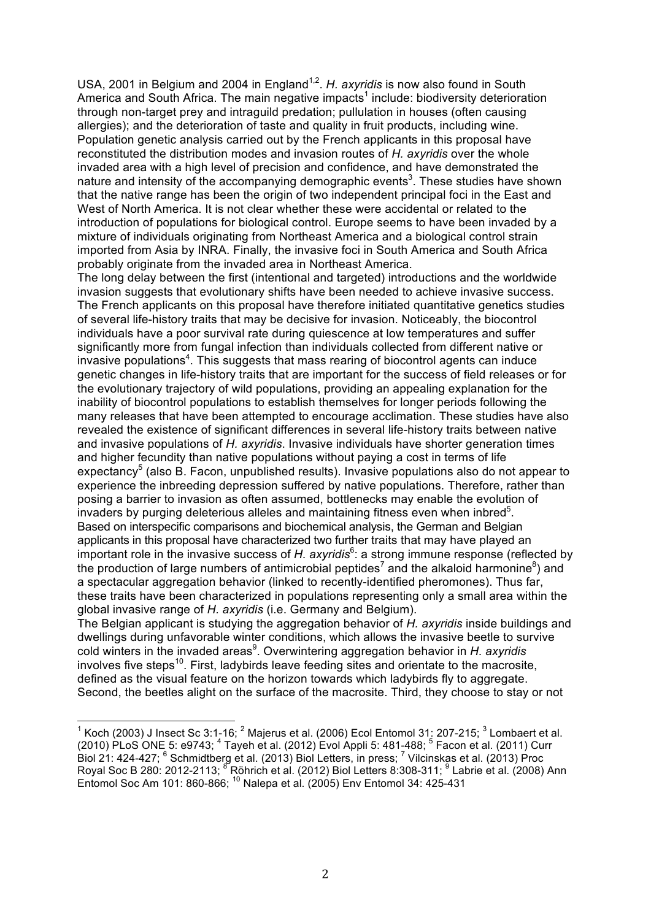USA, 2001 in Belgium and 2004 in England[1,2]. *H. axyridis* is now also found in South America and South Africa. The main negative impacts[1] include: biodiversity deterioration through non-target prey and intraguild predation; pullulation in houses (often causing allergies); and the deterioration of taste and quality in fruit products, including wine. Population genetic analysis carried out by the French applicants in this proposal have reconstituted the distribution modes and invasion routes of *H. axyridis* over the whole invaded area with a high level of precision and confidence, and have demonstrated the nature and intensity of the accompanying demographic events[3]. These studies have shown that the native range has been the origin of two independent principal foci in the East and West of North America. It is not clear whether these were accidental or related to the introduction of populations for biological control. Europe seems to have been invaded by a mixture of individuals originating from Northeast America and a biological control strain imported from Asia by INRA. Finally, the invasive foci in South America and South Africa probably originate from the invaded area in Northeast America.

The long delay between the first (intentional and targeted) introductions and the worldwide invasion suggests that evolutionary shifts have been needed to achieve invasive success. The French applicants on this proposal have therefore initiated quantitative genetics studies of several life-history traits that may be decisive for invasion. Noticeably, the biocontrol individuals have a poor survival rate during quiescence at low temperatures and suffer significantly more from fungal infection than individuals collected from different native or invasive populations[4]. This suggests that mass rearing of biocontrol agents can induce genetic changes in life-history traits that are important for the success of field releases or for the evolutionary trajectory of wild populations, providing an appealing explanation for the inability of biocontrol populations to establish themselves for longer periods following the many releases that have been attempted to encourage acclimation. These studies have also revealed the existence of significant differences in several life-history traits between native and invasive populations of *H. axyridis*. Invasive individuals have shorter generation times and higher fecundity than native populations without paying a cost in terms of life expectancy[5] (also B. Facon, unpublished results). Invasive populations also do not appear to experience the inbreeding depression suffered by native populations. Therefore, rather than posing a barrier to invasion as often assumed, bottlenecks may enable the evolution of invaders by purging deleterious alleles and maintaining fitness even when inbred[5].

Based on interspecific comparisons and biochemical analysis, the German and Belgian applicants in this proposal have characterized two further traits that may have played an important role in the invasive success of *H. axyridis*[6]: a strong immune response (reflected by the production of large numbers of antimicrobial peptides[7] and the alkaloid harmonine[8]) and a spectacular aggregation behavior (linked to recently-identified pheromones). Thus far, these traits have been characterized in populations representing only a small area within the global invasive range of *H. axyridis* (i.e. Germany and Belgium).

The Belgian applicant is studying the aggregation behavior of *H. axyridis* inside buildings and dwellings during unfavorable winter conditions, which allows the invasive beetle to survive cold winters in the invaded areas[9]. Overwintering aggregation behavior in *H. axyridis* involves five steps[10]. First, ladybirds leave feeding sites and orientate to the macrosite, defined as the visual feature on the horizon towards which ladybirds fly to aggregate. Second, the beetles alight on the surface of the macrosite. Third, they choose to stay or not

---

[1] Koch (2003) J Insect Sc 3:1-16; [2] Majerus et al. (2006) Ecol Entomol 31: 207-215; [3] Lombaert et al. (2010) PLoS ONE 5: e9743; [4] Tayeh et al. (2012) Evol Appli 5: 481-488; [5] Facon et al. (2011) Curr Biol 21: 424-427; [6] Schmidtberg et al. (2013) Biol Letters, in press; [7] Vilcinskas et al. (2013) Proc Royal Soc B 280: 2012-2113; [8] Röhrich et al. (2012) Biol Letters 8:308-311; [9] Labrie et al. (2008) Ann Entomol Soc Am 101: 860-866; [10] Nalepa et al. (2005) Env Entomol 34: 425-431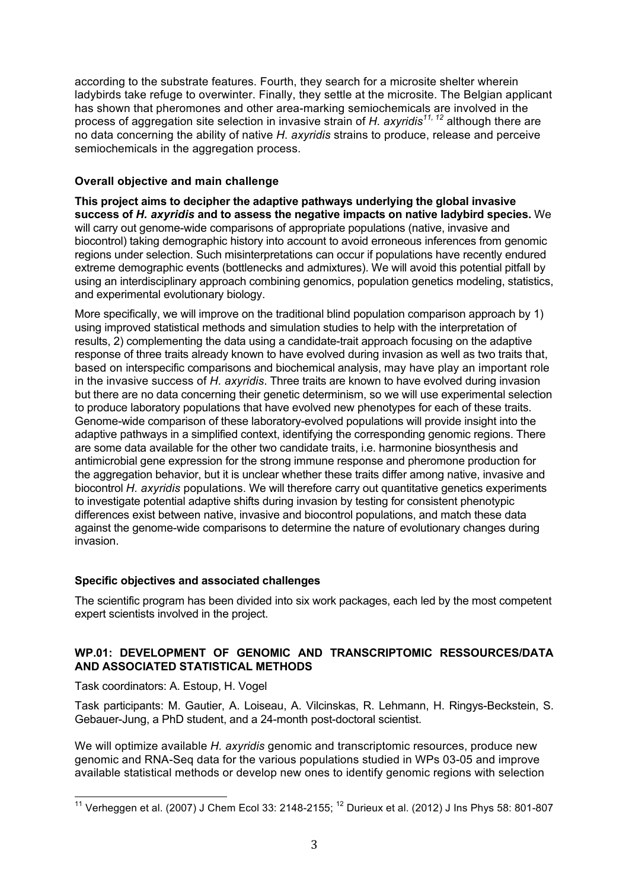according to the substrate features. Fourth, they search for a microsite shelter wherein ladybirds take refuge to overwinter. Finally, they settle at the microsite. The Belgian applicant has shown that pheromones and other area-marking semiochemicals are involved in the process of aggregation site selection in invasive strain of *H. axyridis*[11, 12] although there are no data concerning the ability of native *H. axyridis* strains to produce, release and perceive semiochemicals in the aggregation process.

### Overall objective and main challenge

**This project aims to decipher the adaptive pathways underlying the global invasive success of *H. axyridis* and to assess the negative impacts on native ladybird species.** We will carry out genome-wide comparisons of appropriate populations (native, invasive and biocontrol) taking demographic history into account to avoid erroneous inferences from genomic regions under selection. Such misinterpretations can occur if populations have recently endured extreme demographic events (bottlenecks and admixtures). We will avoid this potential pitfall by using an interdisciplinary approach combining genomics, population genetics modeling, statistics, and experimental evolutionary biology.

More specifically, we will improve on the traditional blind population comparison approach by 1) using improved statistical methods and simulation studies to help with the interpretation of results, 2) complementing the data using a candidate-trait approach focusing on the adaptive response of three traits already known to have evolved during invasion as well as two traits that, based on interspecific comparisons and biochemical analysis, may have play an important role in the invasive success of *H. axyridis*. Three traits are known to have evolved during invasion but there are no data concerning their genetic determinism, so we will use experimental selection to produce laboratory populations that have evolved new phenotypes for each of these traits. Genome-wide comparison of these laboratory-evolved populations will provide insight into the adaptive pathways in a simplified context, identifying the corresponding genomic regions. There are some data available for the other two candidate traits, i.e. harmonine biosynthesis and antimicrobial gene expression for the strong immune response and pheromone production for the aggregation behavior, but it is unclear whether these traits differ among native, invasive and biocontrol *H. axyridis* populations. We will therefore carry out quantitative genetics experiments to investigate potential adaptive shifts during invasion by testing for consistent phenotypic differences exist between native, invasive and biocontrol populations, and match these data against the genome-wide comparisons to determine the nature of evolutionary changes during invasion.

### Specific objectives and associated challenges

The scientific program has been divided into six work packages, each led by the most competent expert scientists involved in the project.

### WP.01: DEVELOPMENT OF GENOMIC AND TRANSCRIPTOMIC RESSOURCES/DATA AND ASSOCIATED STATISTICAL METHODS

Task coordinators: A. Estoup, H. Vogel

Task participants: M. Gautier, A. Loiseau, A. Vilcinskas, R. Lehmann, H. Ringys-Beckstein, S. Gebauer-Jung, a PhD student, and a 24-month post-doctoral scientist.

We will optimize available *H. axyridis* genomic and transcriptomic resources, produce new genomic and RNA-Seq data for the various populations studied in WPs 03-05 and improve available statistical methods or develop new ones to identify genomic regions with selection

[11] Verheggen et al. (2007) J Chem Ecol 33: 2148-2155; [12] Durieux et al. (2012) J Ins Phys 58: 801-807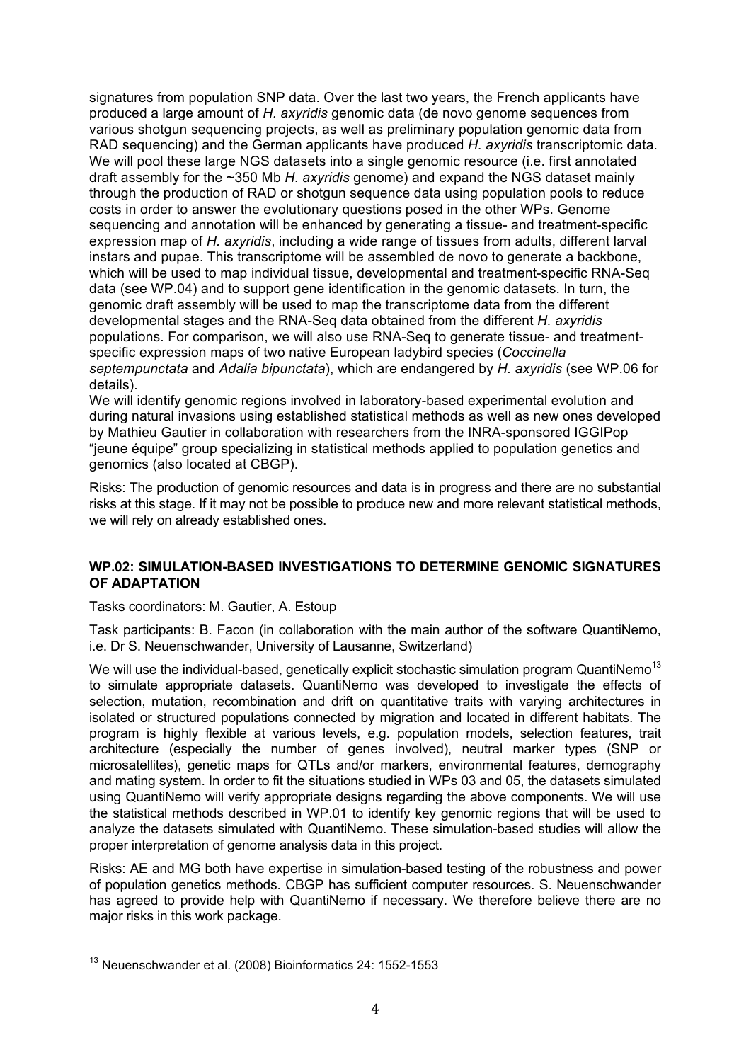signatures from population SNP data. Over the last two years, the French applicants have produced a large amount of *H. axyridis* genomic data (de novo genome sequences from various shotgun sequencing projects, as well as preliminary population genomic data from RAD sequencing) and the German applicants have produced *H. axyridis* transcriptomic data. We will pool these large NGS datasets into a single genomic resource (i.e. first annotated draft assembly for the ~350 Mb *H. axyridis* genome) and expand the NGS dataset mainly through the production of RAD or shotgun sequence data using population pools to reduce costs in order to answer the evolutionary questions posed in the other WPs. Genome sequencing and annotation will be enhanced by generating a tissue- and treatment-specific expression map of *H. axyridis*, including a wide range of tissues from adults, different larval instars and pupae. This transcriptome will be assembled de novo to generate a backbone, which will be used to map individual tissue, developmental and treatment-specific RNA-Seq data (see WP.04) and to support gene identification in the genomic datasets. In turn, the genomic draft assembly will be used to map the transcriptome data from the different developmental stages and the RNA-Seq data obtained from the different *H. axyridis* populations. For comparison, we will also use RNA-Seq to generate tissue- and treatment-specific expression maps of two native European ladybird species (*Coccinella septempunctata* and *Adalia bipunctata*), which are endangered by *H. axyridis* (see WP.06 for details).

We will identify genomic regions involved in laboratory-based experimental evolution and during natural invasions using established statistical methods as well as new ones developed by Mathieu Gautier in collaboration with researchers from the INRA-sponsored IGGIPop "jeune équipe" group specializing in statistical methods applied to population genetics and genomics (also located at CBGP).

Risks: The production of genomic resources and data is in progress and there are no substantial risks at this stage. If it may not be possible to produce new and more relevant statistical methods, we will rely on already established ones.

### WP.02: SIMULATION-BASED INVESTIGATIONS TO DETERMINE GENOMIC SIGNATURES OF ADAPTATION

Tasks coordinators: M. Gautier, A. Estoup

Task participants: B. Facon (in collaboration with the main author of the software QuantiNemo, i.e. Dr S. Neuenschwander, University of Lausanne, Switzerland)

We will use the individual-based, genetically explicit stochastic simulation program QuantiNemo[13] to simulate appropriate datasets. QuantiNemo was developed to investigate the effects of selection, mutation, recombination and drift on quantitative traits with varying architectures in isolated or structured populations connected by migration and located in different habitats. The program is highly flexible at various levels, e.g. population models, selection features, trait architecture (especially the number of genes involved), neutral marker types (SNP or microsatellites), genetic maps for QTLs and/or markers, environmental features, demography and mating system. In order to fit the situations studied in WPs 03 and 05, the datasets simulated using QuantiNemo will verify appropriate designs regarding the above components. We will use the statistical methods described in WP.01 to identify key genomic regions that will be used to analyze the datasets simulated with QuantiNemo. These simulation-based studies will allow the proper interpretation of genome analysis data in this project.

Risks: AE and MG both have expertise in simulation-based testing of the robustness and power of population genetics methods. CBGP has sufficient computer resources. S. Neuenschwander has agreed to provide help with QuantiNemo if necessary. We therefore believe there are no major risks in this work package.

---

[13] Neuenschwander et al. (2008) Bioinformatics 24: 1552-1553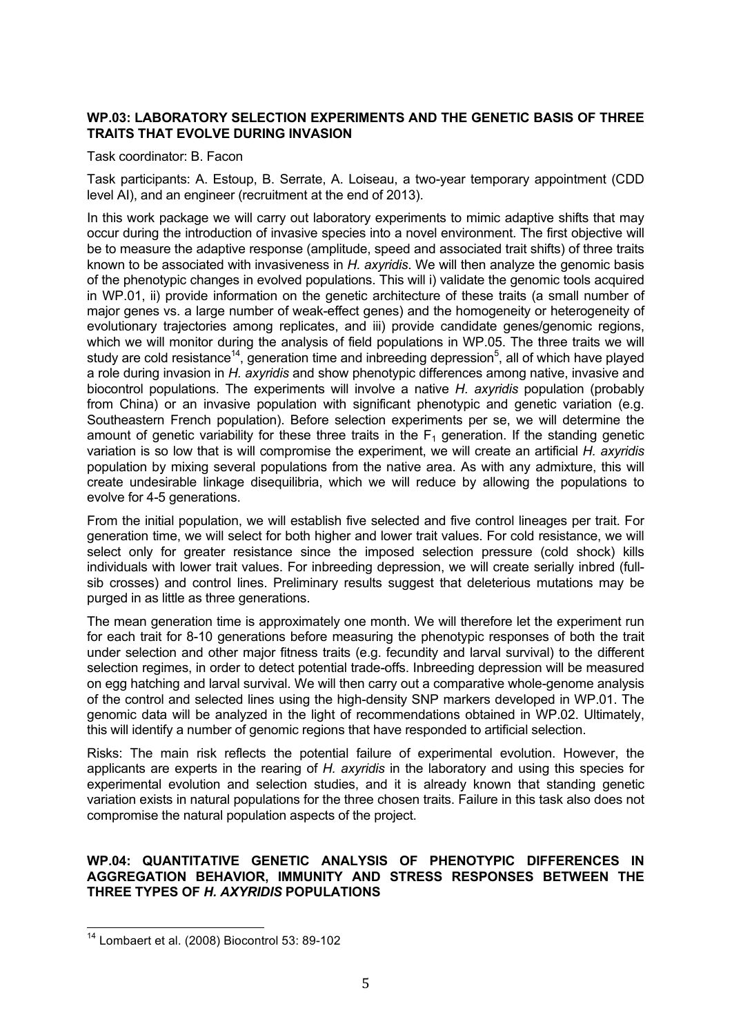**WP.03: LABORATORY SELECTION EXPERIMENTS AND THE GENETIC BASIS OF THREE TRAITS THAT EVOLVE DURING INVASION**

Task coordinator: B. Facon

Task participants: A. Estoup, B. Serrate, A. Loiseau, a two-year temporary appointment (CDD level AI), and an engineer (recruitment at the end of 2013).

In this work package we will carry out laboratory experiments to mimic adaptive shifts that may occur during the introduction of invasive species into a novel environment. The first objective will be to measure the adaptive response (amplitude, speed and associated trait shifts) of three traits known to be associated with invasiveness in *H. axyridis*. We will then analyze the genomic basis of the phenotypic changes in evolved populations. This will i) validate the genomic tools acquired in WP.01, ii) provide information on the genetic architecture of these traits (a small number of major genes vs. a large number of weak-effect genes) and the homogeneity or heterogeneity of evolutionary trajectories among replicates, and iii) provide candidate genes/genomic regions, which we will monitor during the analysis of field populations in WP.05. The three traits we will study are cold resistance[14], generation time and inbreeding depression[5], all of which have played a role during invasion in *H. axyridis* and show phenotypic differences among native, invasive and biocontrol populations. The experiments will involve a native *H. axyridis* population (probably from China) or an invasive population with significant phenotypic and genetic variation (e.g. Southeastern French population). Before selection experiments per se, we will determine the amount of genetic variability for these three traits in the $F_1$ generation. If the standing genetic variation is so low that is will compromise the experiment, we will create an artificial *H. axyridis* population by mixing several populations from the native area. As with any admixture, this will create undesirable linkage disequilibria, which we will reduce by allowing the populations to evolve for 4-5 generations.

From the initial population, we will establish five selected and five control lineages per trait. For generation time, we will select for both higher and lower trait values. For cold resistance, we will select only for greater resistance since the imposed selection pressure (cold shock) kills individuals with lower trait values. For inbreeding depression, we will create serially inbred (full-sib crosses) and control lines. Preliminary results suggest that deleterious mutations may be purged in as little as three generations.

The mean generation time is approximately one month. We will therefore let the experiment run for each trait for 8-10 generations before measuring the phenotypic responses of both the trait under selection and other major fitness traits (e.g. fecundity and larval survival) to the different selection regimes, in order to detect potential trade-offs. Inbreeding depression will be measured on egg hatching and larval survival. We will then carry out a comparative whole-genome analysis of the control and selected lines using the high-density SNP markers developed in WP.01. The genomic data will be analyzed in the light of recommendations obtained in WP.02. Ultimately, this will identify a number of genomic regions that have responded to artificial selection.

Risks: The main risk reflects the potential failure of experimental evolution. However, the applicants are experts in the rearing of *H. axyridis* in the laboratory and using this species for experimental evolution and selection studies, and it is already known that standing genetic variation exists in natural populations for the three chosen traits. Failure in this task also does not compromise the natural population aspects of the project.

**WP.04: QUANTITATIVE GENETIC ANALYSIS OF PHENOTYPIC DIFFERENCES IN AGGREGATION BEHAVIOR, IMMUNITY AND STRESS RESPONSES BETWEEN THE THREE TYPES OF *H. AXYRIDIS* POPULATIONS**

[14] Lombaert et al. (2008) Biocontrol 53: 89-102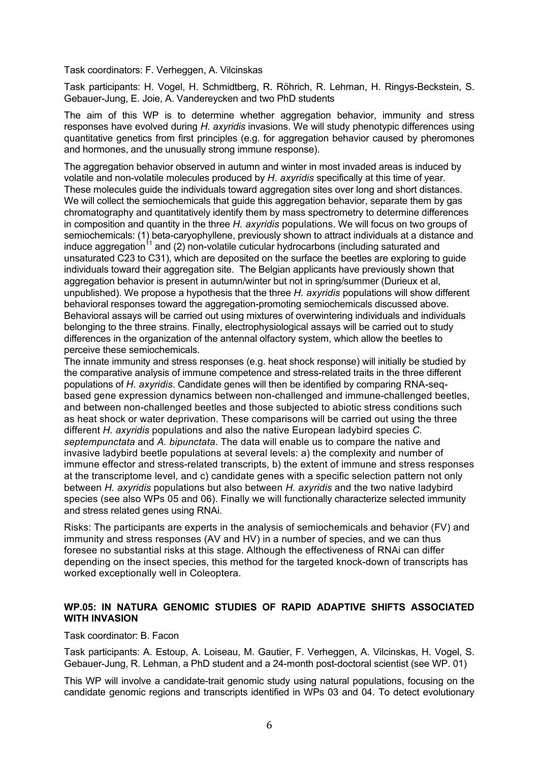Task coordinators: F. Verheggen, A. Vilcinskas

Task participants: H. Vogel, H. Schmidtberg, R. Röhrich, R. Lehman, H. Ringys-Beckstein, S. Gebauer-Jung, E. Joie, A. Vandereycken and two PhD students

The aim of this WP is to determine whether aggregation behavior, immunity and stress responses have evolved during *H. axyridis* invasions. We will study phenotypic differences using quantitative genetics from first principles (e.g. for aggregation behavior caused by pheromones and hormones, and the unusually strong immune response).

The aggregation behavior observed in autumn and winter in most invaded areas is induced by volatile and non-volatile molecules produced by *H. axyridis* specifically at this time of year. These molecules guide the individuals toward aggregation sites over long and short distances. We will collect the semiochemicals that guide this aggregation behavior, separate them by gas chromatography and quantitatively identify them by mass spectrometry to determine differences in composition and quantity in the three *H. axyridis* populations. We will focus on two groups of semiochemicals: (1) beta-caryophyllene, previously shown to attract individuals at a distance and induce aggregation[11] and (2) non-volatile cuticular hydrocarbons (including saturated and unsaturated C23 to C31), which are deposited on the surface the beetles are exploring to guide individuals toward their aggregation site. The Belgian applicants have previously shown that aggregation behavior is present in autumn/winter but not in spring/summer (Durieux et al, unpublished). We propose a hypothesis that the three *H. axyridis* populations will show different behavioral responses toward the aggregation-promoting semiochemicals discussed above. Behavioral assays will be carried out using mixtures of overwintering individuals and individuals belonging to the three strains. Finally, electrophysiological assays will be carried out to study differences in the organization of the antennal olfactory system, which allow the beetles to perceive these semiochemicals.

The innate immunity and stress responses (e.g. heat shock response) will initially be studied by the comparative analysis of immune competence and stress-related traits in the three different populations of *H. axyridis*. Candidate genes will then be identified by comparing RNA-seq-based gene expression dynamics between non-challenged and immune-challenged beetles, and between non-challenged beetles and those subjected to abiotic stress conditions such as heat shock or water deprivation. These comparisons will be carried out using the three different *H. axyridis* populations and also the native European ladybird species *C. septempunctata* and *A. bipunctata*. The data will enable us to compare the native and invasive ladybird beetle populations at several levels: a) the complexity and number of immune effector and stress-related transcripts, b) the extent of immune and stress responses at the transcriptome level, and c) candidate genes with a specific selection pattern not only between *H. axyridis* populations but also between *H. axyridis* and the two native ladybird species (see also WPs 05 and 06). Finally we will functionally characterize selected immunity and stress related genes using RNAi.

Risks: The participants are experts in the analysis of semiochemicals and behavior (FV) and immunity and stress responses (AV and HV) in a number of species, and we can thus foresee no substantial risks at this stage. Although the effectiveness of RNAi can differ depending on the insect species, this method for the targeted knock-down of transcripts has worked exceptionally well in Coleoptera.

## WP.05: IN NATURA GENOMIC STUDIES OF RAPID ADAPTIVE SHIFTS ASSOCIATED WITH INVASION

Task coordinator: B. Facon

Task participants: A. Estoup, A. Loiseau, M. Gautier, F. Verheggen, A. Vilcinskas, H. Vogel, S. Gebauer-Jung, R. Lehman, a PhD student and a 24-month post-doctoral scientist (see WP. 01)

This WP will involve a candidate-trait genomic study using natural populations, focusing on the candidate genomic regions and transcripts identified in WPs 03 and 04. To detect evolutionary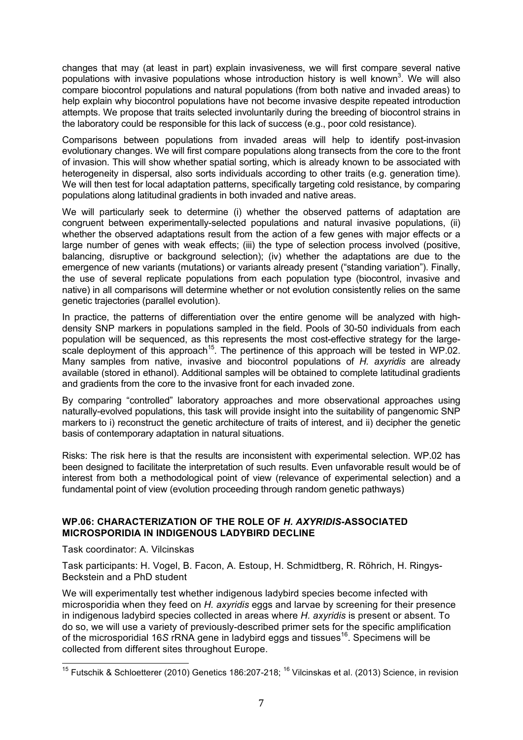changes that may (at least in part) explain invasiveness, we will first compare several native populations with invasive populations whose introduction history is well known[3]. We will also compare biocontrol populations and natural populations (from both native and invaded areas) to help explain why biocontrol populations have not become invasive despite repeated introduction attempts. We propose that traits selected involuntarily during the breeding of biocontrol strains in the laboratory could be responsible for this lack of success (e.g., poor cold resistance).

Comparisons between populations from invaded areas will help to identify post-invasion evolutionary changes. We will first compare populations along transects from the core to the front of invasion. This will show whether spatial sorting, which is already known to be associated with heterogeneity in dispersal, also sorts individuals according to other traits (e.g. generation time). We will then test for local adaptation patterns, specifically targeting cold resistance, by comparing populations along latitudinal gradients in both invaded and native areas.

We will particularly seek to determine (i) whether the observed patterns of adaptation are congruent between experimentally-selected populations and natural invasive populations, (ii) whether the observed adaptations result from the action of a few genes with major effects or a large number of genes with weak effects; (iii) the type of selection process involved (positive, balancing, disruptive or background selection); (iv) whether the adaptations are due to the emergence of new variants (mutations) or variants already present ("standing variation"). Finally, the use of several replicate populations from each population type (biocontrol, invasive and native) in all comparisons will determine whether or not evolution consistently relies on the same genetic trajectories (parallel evolution).

In practice, the patterns of differentiation over the entire genome will be analyzed with high-density SNP markers in populations sampled in the field. Pools of 30-50 individuals from each population will be sequenced, as this represents the most cost-effective strategy for the large-scale deployment of this approach[15]. The pertinence of this approach will be tested in WP.02. Many samples from native, invasive and biocontrol populations of *H. axyridis* are already available (stored in ethanol). Additional samples will be obtained to complete latitudinal gradients and gradients from the core to the invasive front for each invaded zone.

By comparing "controlled" laboratory approaches and more observational approaches using naturally-evolved populations, this task will provide insight into the suitability of pangenomic SNP markers to i) reconstruct the genetic architecture of traits of interest, and ii) decipher the genetic basis of contemporary adaptation in natural situations.

Risks: The risk here is that the results are inconsistent with experimental selection. WP.02 has been designed to facilitate the interpretation of such results. Even unfavorable result would be of interest from both a methodological point of view (relevance of experimental selection) and a fundamental point of view (evolution proceeding through random genetic pathways)

### WP.06: CHARACTERIZATION OF THE ROLE OF *H. AXYRIDIS*-ASSOCIATED MICROSPORIDIA IN INDIGENOUS LADYBIRD DECLINE

Task coordinator: A. Vilcinskas

Task participants: H. Vogel, B. Facon, A. Estoup, H. Schmidtberg, R. Röhrich, H. Ringys-Beckstein and a PhD student

We will experimentally test whether indigenous ladybird species become infected with microsporidia when they feed on *H. axyridis* eggs and larvae by screening for their presence in indigenous ladybird species collected in areas where *H. axyridis* is present or absent. To do so, we will use a variety of previously-described primer sets for the specific amplification of the microsporidial 16*S* rRNA gene in ladybird eggs and tissues[16]. Specimens will be collected from different sites throughout Europe.

---

[15] Futschik & Schloetterer (2010) Genetics 186:207-218; [16] Vilcinskas et al. (2013) Science, in revision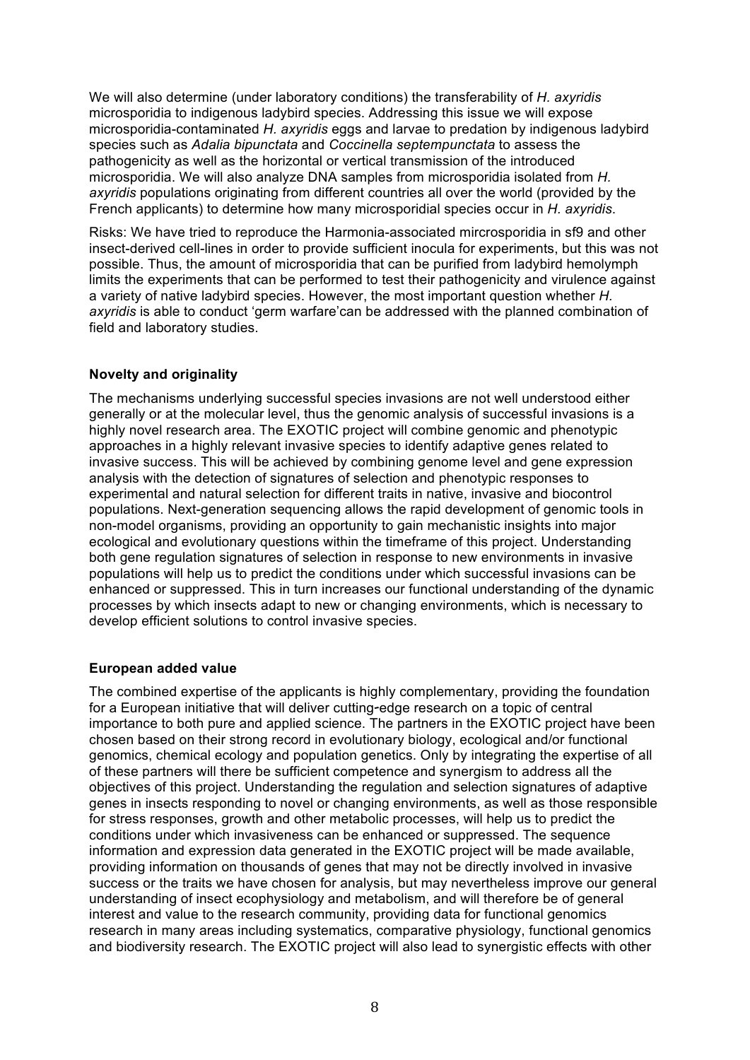We will also determine (under laboratory conditions) the transferability of *H. axyridis* microsporidia to indigenous ladybird species. Addressing this issue we will expose microsporidia-contaminated *H. axyridis* eggs and larvae to predation by indigenous ladybird species such as *Adalia bipunctata* and *Coccinella septempunctata* to assess the pathogenicity as well as the horizontal or vertical transmission of the introduced microsporidia. We will also analyze DNA samples from microsporidia isolated from *H. axyridis* populations originating from different countries all over the world (provided by the French applicants) to determine how many microsporidial species occur in *H. axyridis*.

Risks: We have tried to reproduce the Harmonia-associated mircrosporidia in sf9 and other insect-derived cell-lines in order to provide sufficient inocula for experiments, but this was not possible. Thus, the amount of microsporidia that can be purified from ladybird hemolymph limits the experiments that can be performed to test their pathogenicity and virulence against a variety of native ladybird species. However, the most important question whether *H. axyridis* is able to conduct 'germ warfare'can be addressed with the planned combination of field and laboratory studies.

### Novelty and originality

The mechanisms underlying successful species invasions are not well understood either generally or at the molecular level, thus the genomic analysis of successful invasions is a highly novel research area. The EXOTIC project will combine genomic and phenotypic approaches in a highly relevant invasive species to identify adaptive genes related to invasive success. This will be achieved by combining genome level and gene expression analysis with the detection of signatures of selection and phenotypic responses to experimental and natural selection for different traits in native, invasive and biocontrol populations. Next-generation sequencing allows the rapid development of genomic tools in non-model organisms, providing an opportunity to gain mechanistic insights into major ecological and evolutionary questions within the timeframe of this project. Understanding both gene regulation signatures of selection in response to new environments in invasive populations will help us to predict the conditions under which successful invasions can be enhanced or suppressed. This in turn increases our functional understanding of the dynamic processes by which insects adapt to new or changing environments, which is necessary to develop efficient solutions to control invasive species.

### European added value

The combined expertise of the applicants is highly complementary, providing the foundation for a European initiative that will deliver cutting-edge research on a topic of central importance to both pure and applied science. The partners in the EXOTIC project have been chosen based on their strong record in evolutionary biology, ecological and/or functional genomics, chemical ecology and population genetics. Only by integrating the expertise of all of these partners will there be sufficient competence and synergism to address all the objectives of this project. Understanding the regulation and selection signatures of adaptive genes in insects responding to novel or changing environments, as well as those responsible for stress responses, growth and other metabolic processes, will help us to predict the conditions under which invasiveness can be enhanced or suppressed. The sequence information and expression data generated in the EXOTIC project will be made available, providing information on thousands of genes that may not be directly involved in invasive success or the traits we have chosen for analysis, but may nevertheless improve our general understanding of insect ecophysiology and metabolism, and will therefore be of general interest and value to the research community, providing data for functional genomics research in many areas including systematics, comparative physiology, functional genomics and biodiversity research. The EXOTIC project will also lead to synergistic effects with other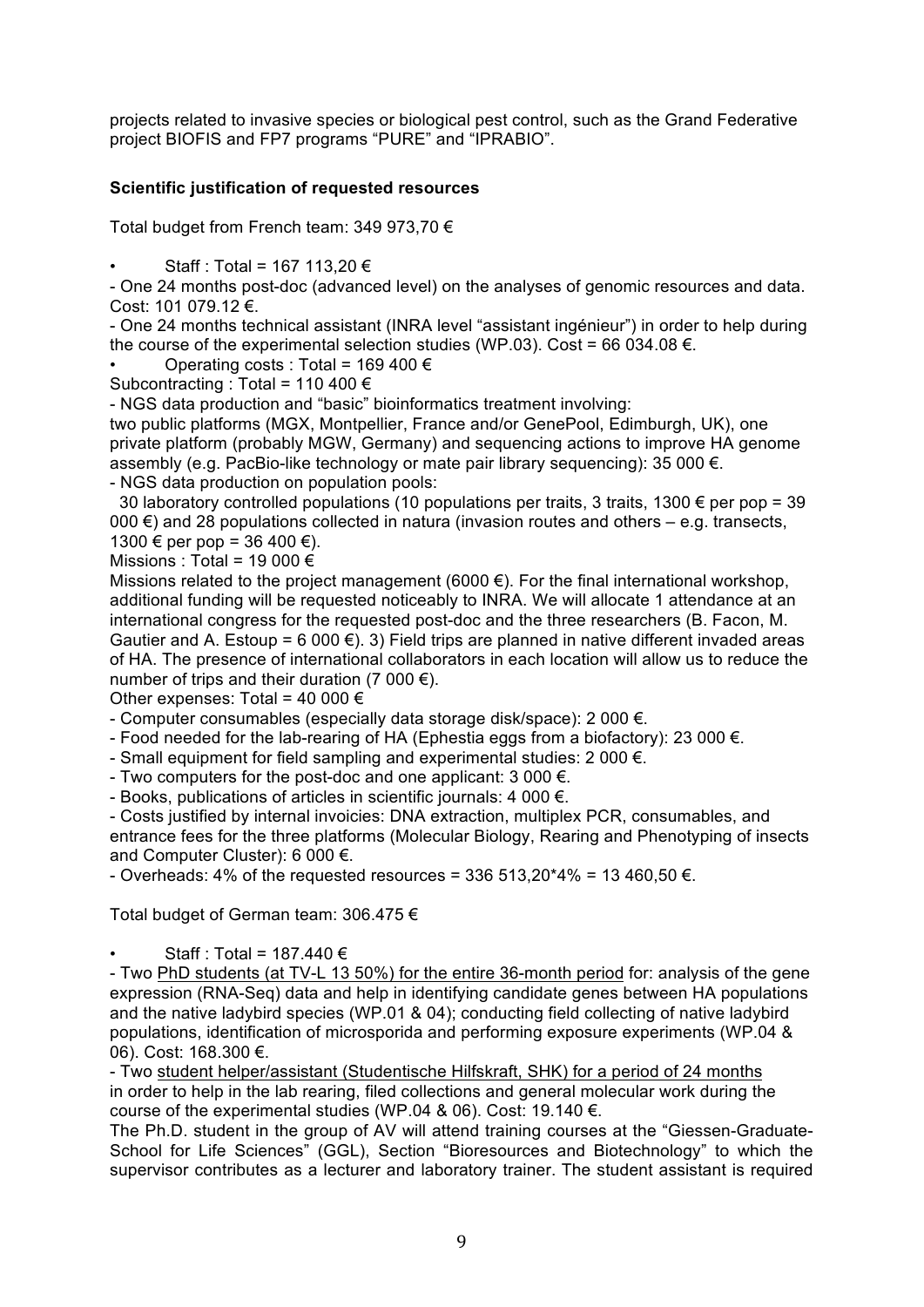projects related to invasive species or biological pest control, such as the Grand Federative project BIOFIS and FP7 programs "PURE" and "IPRABIO".

**Scientific justification of requested resources**

Total budget from French team: 349 973,70 €

- Staff : Total = 167 113,20 €

- One 24 months post-doc (advanced level) on the analyses of genomic resources and data. Cost: 101 079.12 €.
- One 24 months technical assistant (INRA level "assistant ingénieur") in order to help during the course of the experimental selection studies (WP.03). Cost = 66 034.08 €.

- Operating costs : Total = 169 400 €

Subcontracting : Total = 110 400 €

- NGS data production and "basic" bioinformatics treatment involving:

two public platforms (MGX, Montpellier, France and/or GenePool, Edimburgh, UK), one private platform (probably MGW, Germany) and sequencing actions to improve HA genome assembly (e.g. PacBio-like technology or mate pair library sequencing): 35 000 €.

- NGS data production on population pools:

30 laboratory controlled populations (10 populations per traits, 3 traits, 1300 € per pop = 39 000 €) and 28 populations collected in natura (invasion routes and others – e.g. transects, 1300 € per pop = 36 400 €).

Missions : Total = 19 000 €

Missions related to the project management (6000 €). For the final international workshop, additional funding will be requested noticeably to INRA. We will allocate 1 attendance at an international congress for the requested post-doc and the three researchers (B. Facon, M. Gautier and A. Estoup = 6 000 €). 3) Field trips are planned in native different invaded areas of HA. The presence of international collaborators in each location will allow us to reduce the number of trips and their duration (7 000 €).

Other expenses: Total = 40 000 €

- Computer consumables (especially data storage disk/space): 2 000 €.
- Food needed for the lab-rearing of HA (Ephestia eggs from a biofactory): 23 000 €.
- Small equipment for field sampling and experimental studies: 2 000 €.
- Two computers for the post-doc and one applicant: 3 000 €.
- Books, publications of articles in scientific journals: 4 000 €.
- Costs justified by internal invoicies: DNA extraction, multiplex PCR, consumables, and entrance fees for the three platforms (Molecular Biology, Rearing and Phenotyping of insects and Computer Cluster): 6 000 €.
- Overheads: 4% of the requested resources = 336 513,20*4% = 13 460,50 €.

Total budget of German team: 306.475 €

- Staff : Total = 187.440 €

- Two PhD students (at TV-L 13 50%) for the entire 36-month period for: analysis of the gene expression (RNA-Seq) data and help in identifying candidate genes between HA populations and the native ladybird species (WP.01 & 04); conducting field collecting of native ladybird populations, identification of microsporida and performing exposure experiments (WP.04 & 06). Cost: 168.300 €.
- Two student helper/assistant (Studentische Hilfskraft, SHK) for a period of 24 months in order to help in the lab rearing, filed collections and general molecular work during the course of the experimental studies (WP.04 & 06). Cost: 19.140 €.

The Ph.D. student in the group of AV will attend training courses at the "Giessen-Graduate-School for Life Sciences" (GGL), Section "Bioresources and Biotechnology" to which the supervisor contributes as a lecturer and laboratory trainer. The student assistant is required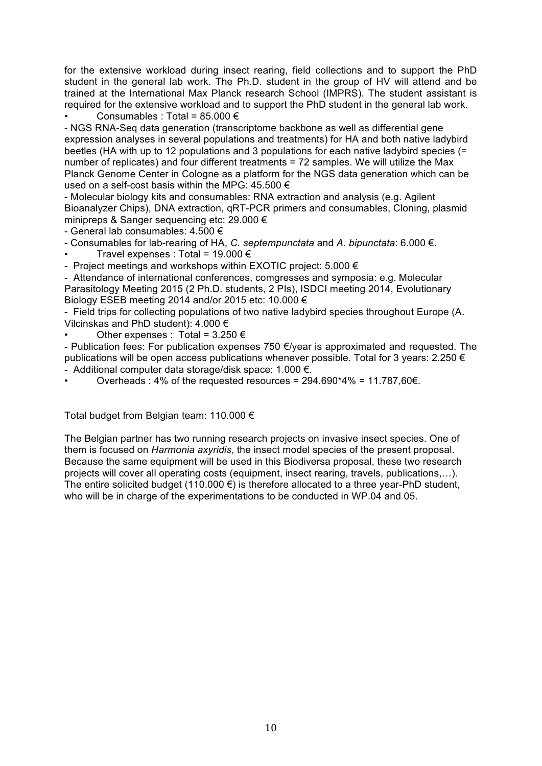for the extensive workload during insect rearing, field collections and to support the PhD student in the general lab work. The Ph.D. student in the group of HV will attend and be trained at the International Max Planck research School (IMPRS). The student assistant is required for the extensive workload and to support the PhD student in the general lab work.

- Consumables : Total = 85.000 €

- NGS RNA-Seq data generation (transcriptome backbone as well as differential gene expression analyses in several populations and treatments) for HA and both native ladybird beetles (HA with up to 12 populations and 3 populations for each native ladybird species (= number of replicates) and four different treatments = 72 samples. We will utilize the Max Planck Genome Center in Cologne as a platform for the NGS data generation which can be used on a self-cost basis within the MPG: 45.500 €

- Molecular biology kits and consumables: RNA extraction and analysis (e.g. Agilent Bioanalyzer Chips), DNA extraction, qRT-PCR primers and consumables, Cloning, plasmid minipreps & Sanger sequencing etc: 29.000 €

- General lab consumables: 4.500 €

- Consumables for lab-rearing of HA, *C. septempunctata* and *A. bipunctata*: 6.000 €.

- Travel expenses : Total = 19.000 €

- Project meetings and workshops within EXOTIC project: 5.000 €

- Attendance of international conferences, comgresses and symposia: e.g. Molecular Parasitology Meeting 2015 (2 Ph.D. students, 2 PIs), ISDCI meeting 2014, Evolutionary Biology ESEB meeting 2014 and/or 2015 etc: 10.000 €

- Field trips for collecting populations of two native ladybird species throughout Europe (A. Vilcinskas and PhD student): 4.000 €

- Other expenses : Total = 3.250 €

- Publication fees: For publication expenses 750 €/year is approximated and requested. The publications will be open access publications whenever possible. Total for 3 years: 2.250 €

- Additional computer data storage/disk space: 1.000 €.

- Overheads : 4% of the requested resources = 294.690*4% = 11.787,60€.

Total budget from Belgian team: 110.000 €

The Belgian partner has two running research projects on invasive insect species. One of them is focused on *Harmonia axyridis*, the insect model species of the present proposal. Because the same equipment will be used in this Biodiversa proposal, these two research projects will cover all operating costs (equipment, insect rearing, travels, publications,…). The entire solicited budget (110.000 €) is therefore allocated to a three year-PhD student, who will be in charge of the experimentations to be conducted in WP.04 and 05.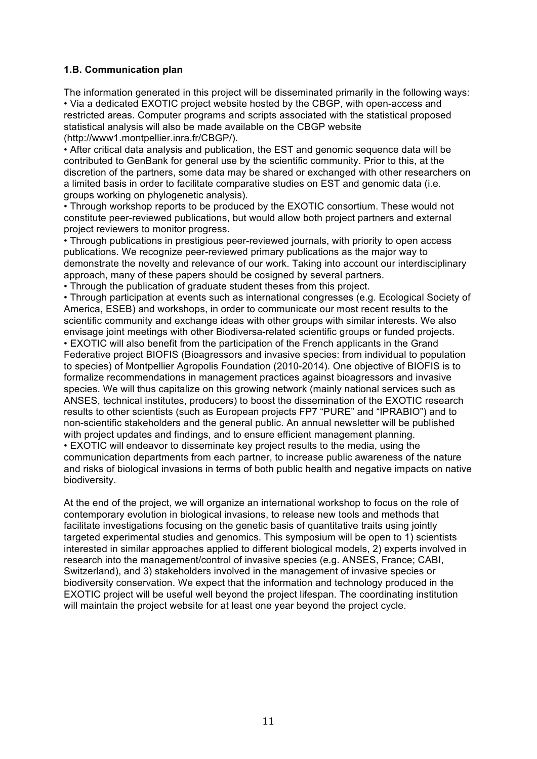**1.B. Communication plan**

The information generated in this project will be disseminated primarily in the following ways:

- Via a dedicated EXOTIC project website hosted by the CBGP, with open-access and restricted areas. Computer programs and scripts associated with the statistical proposed statistical analysis will also be made available on the CBGP website (http://www1.montpellier.inra.fr/CBGP/).
- After critical data analysis and publication, the EST and genomic sequence data will be contributed to GenBank for general use by the scientific community. Prior to this, at the discretion of the partners, some data may be shared or exchanged with other researchers on a limited basis in order to facilitate comparative studies on EST and genomic data (i.e. groups working on phylogenetic analysis).
- Through workshop reports to be produced by the EXOTIC consortium. These would not constitute peer-reviewed publications, but would allow both project partners and external project reviewers to monitor progress.
- Through publications in prestigious peer-reviewed journals, with priority to open access publications. We recognize peer-reviewed primary publications as the major way to demonstrate the novelty and relevance of our work. Taking into account our interdisciplinary approach, many of these papers should be cosigned by several partners.
- Through the publication of graduate student theses from this project.
- Through participation at events such as international congresses (e.g. Ecological Society of America, ESEB) and workshops, in order to communicate our most recent results to the scientific community and exchange ideas with other groups with similar interests. We also envisage joint meetings with other Biodiversa-related scientific groups or funded projects.
- EXOTIC will also benefit from the participation of the French applicants in the Grand Federative project BIOFIS (Bioagressors and invasive species: from individual to population to species) of Montpellier Agropolis Foundation (2010-2014). One objective of BIOFIS is to formalize recommendations in management practices against bioagressors and invasive species. We will thus capitalize on this growing network (mainly national services such as ANSES, technical institutes, producers) to boost the dissemination of the EXOTIC research results to other scientists (such as European projects FP7 "PURE" and "IPRABIO") and to non-scientific stakeholders and the general public. An annual newsletter will be published with project updates and findings, and to ensure efficient management planning.
- EXOTIC will endeavor to disseminate key project results to the media, using the communication departments from each partner, to increase public awareness of the nature and risks of biological invasions in terms of both public health and negative impacts on native biodiversity.

At the end of the project, we will organize an international workshop to focus on the role of contemporary evolution in biological invasions, to release new tools and methods that facilitate investigations focusing on the genetic basis of quantitative traits using jointly targeted experimental studies and genomics. This symposium will be open to 1) scientists interested in similar approaches applied to different biological models, 2) experts involved in research into the management/control of invasive species (e.g. ANSES, France; CABI, Switzerland), and 3) stakeholders involved in the management of invasive species or biodiversity conservation. We expect that the information and technology produced in the EXOTIC project will be useful well beyond the project lifespan. The coordinating institution will maintain the project website for at least one year beyond the project cycle.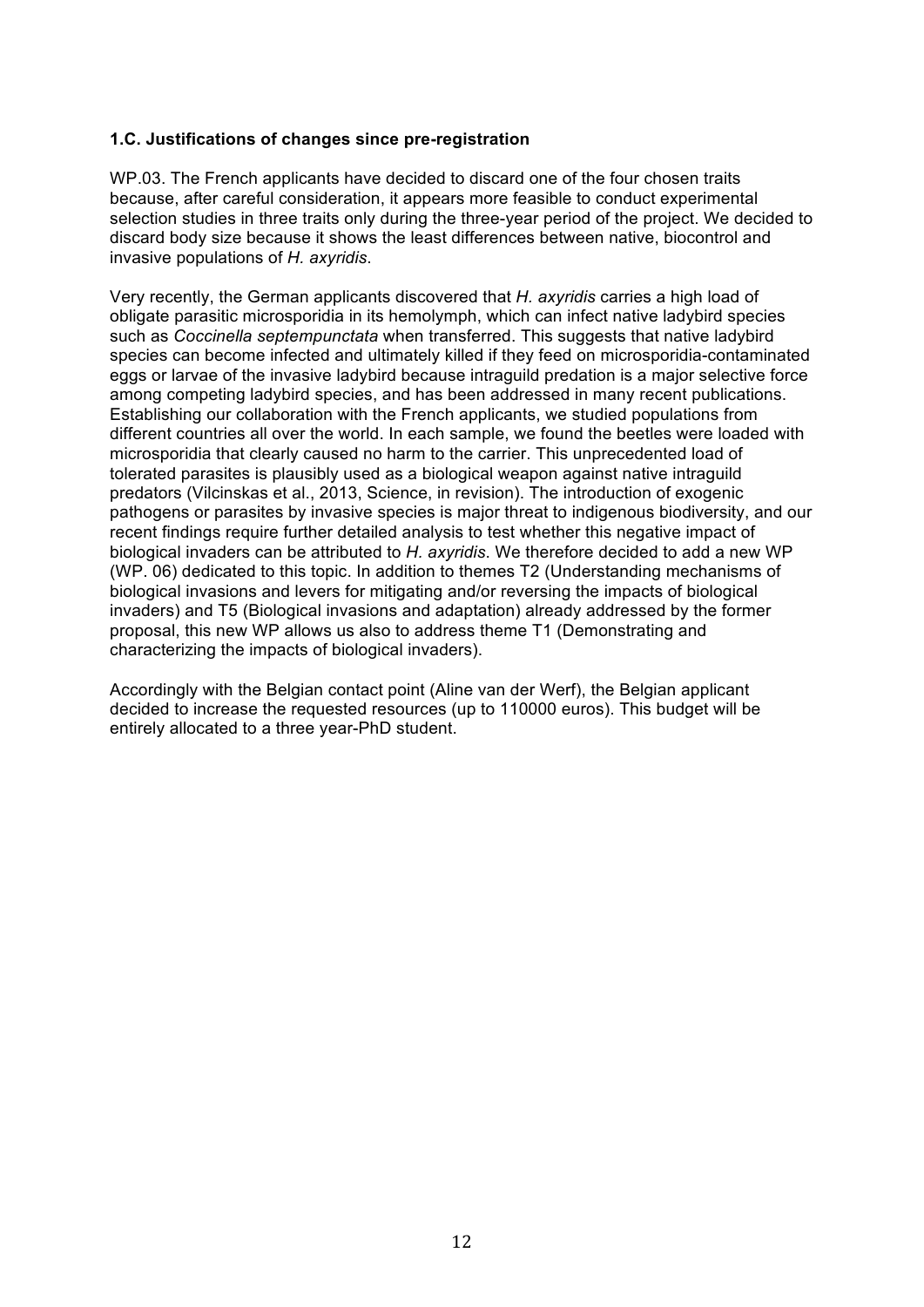### 1.C. Justifications of changes since pre-registration

WP.03. The French applicants have decided to discard one of the four chosen traits because, after careful consideration, it appears more feasible to conduct experimental selection studies in three traits only during the three-year period of the project. We decided to discard body size because it shows the least differences between native, biocontrol and invasive populations of *H. axyridis*.

Very recently, the German applicants discovered that *H. axyridis* carries a high load of obligate parasitic microsporidia in its hemolymph, which can infect native ladybird species such as *Coccinella septempunctata* when transferred. This suggests that native ladybird species can become infected and ultimately killed if they feed on microsporidia-contaminated eggs or larvae of the invasive ladybird because intraguild predation is a major selective force among competing ladybird species, and has been addressed in many recent publications. Establishing our collaboration with the French applicants, we studied populations from different countries all over the world. In each sample, we found the beetles were loaded with microsporidia that clearly caused no harm to the carrier. This unprecedented load of tolerated parasites is plausibly used as a biological weapon against native intraguild predators (Vilcinskas et al., 2013, Science, in revision). The introduction of exogenic pathogens or parasites by invasive species is major threat to indigenous biodiversity, and our recent findings require further detailed analysis to test whether this negative impact of biological invaders can be attributed to *H. axyridis*. We therefore decided to add a new WP (WP. 06) dedicated to this topic. In addition to themes T2 (Understanding mechanisms of biological invasions and levers for mitigating and/or reversing the impacts of biological invaders) and T5 (Biological invasions and adaptation) already addressed by the former proposal, this new WP allows us also to address theme T1 (Demonstrating and characterizing the impacts of biological invaders).

Accordingly with the Belgian contact point (Aline van der Werf), the Belgian applicant decided to increase the requested resources (up to 110000 euros). This budget will be entirely allocated to a three year-PhD student.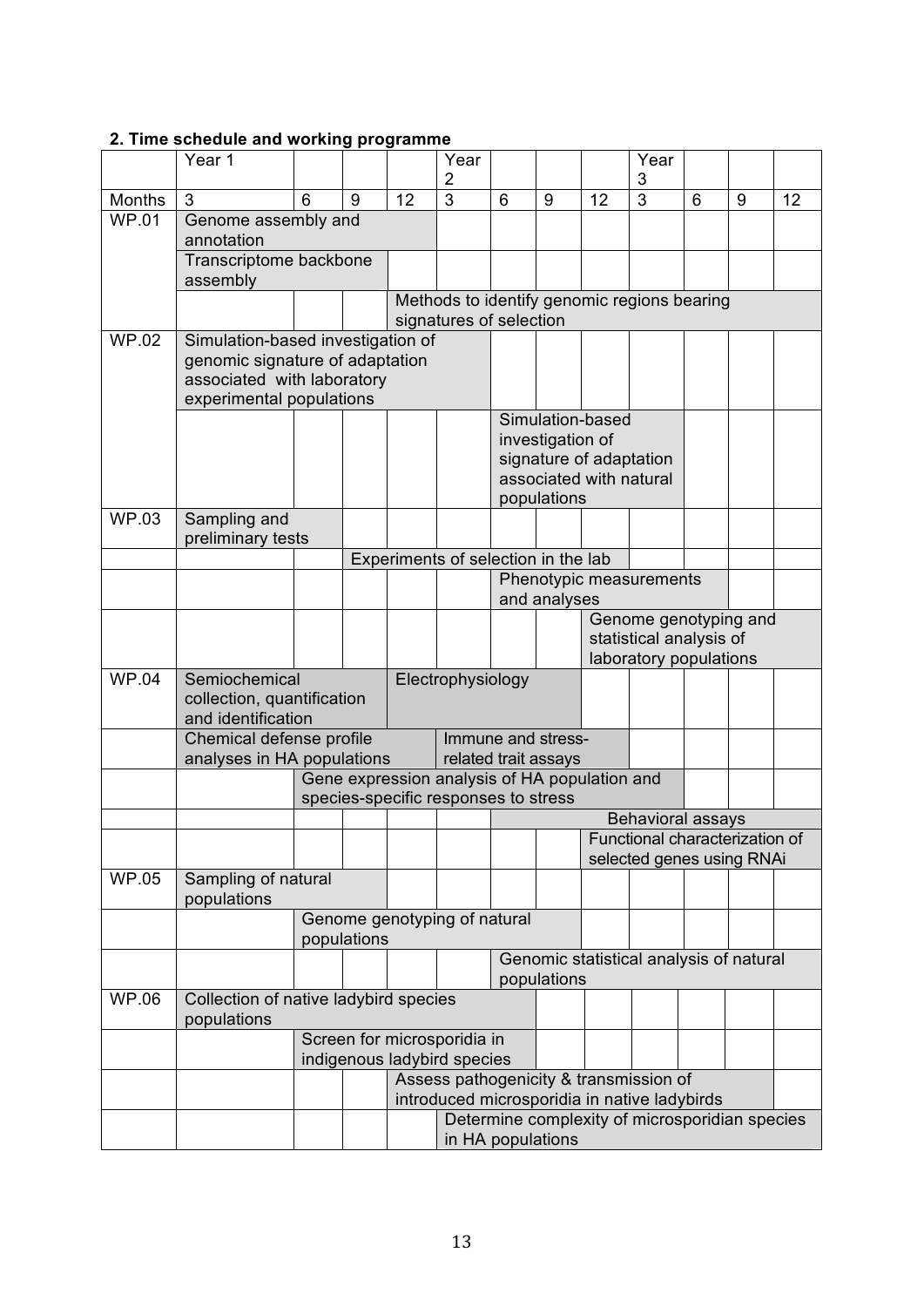## 2. Time schedule and working programme

| | Year 1 | | | | Year 2 | | | | Year 3 | | | |
|---|---|---|---|---|---|---|---|---|---|---|---|---|
| Months | 3 | 6 | 9 | 12 | 3 | 6 | 9 | 12 | 3 | 6 | 9 | 12 |
| WP.01 | Genome assembly and annotation | | | | | | | | | | | |
| | Transcriptome backbone assembly | | | | | | | | | | | |
| | | | | Methods to identify genomic regions bearing signatures of selection | | | | | | | | |
| WP.02 | Simulation-based investigation of genomic signature of adaptation associated with laboratory experimental populations | | | | | | | | | | | |
| | | | | | | Simulation-based investigation of signature of adaptation associated with natural populations | | | | | | |
| WP.03 | Sampling and preliminary tests | | | | | | | | | | | |
| | | | Experiments of selection in the lab | | | | | | | | | |
| | | | | | | Phenotypic measurements and analyses | | | | | | |
| | | | | | | | | Genome genotyping and statistical analysis of laboratory populations | | | | |
| WP.04 | Semiochemical collection, quantification and identification | | | Electrophysiology | | | | | | | | |
| | Chemical defense profile analyses in HA populations | | | | Immune and stress-related trait assays | | | | | | | |
| | | Gene expression analysis of HA population and species-specific responses to stress | | | | | | | | | | |
| | | | | | | Behavioral assays | | | | | | |
| | | | | | | | | Functional characterization of selected genes using RNAi | | | | |
| WP.05 | Sampling of natural populations | | | | | | | | | | | |
| | | Genome genotyping of natural populations | | | | | | | | | | |
| | | | | | | Genomic statistical analysis of natural populations | | | | | | |
| WP.06 | Collection of native ladybird species populations | | | | | | | | | | | |
| | | Screen for microsporidia in indigenous ladybird species | | | | | | | | | | |
| | | | | Assess pathogenicity & transmission of introduced microsporidia in native ladybirds | | | | | | | | |
| | | | | | Determine complexity of microsporidian species in HA populations | | | | | | | |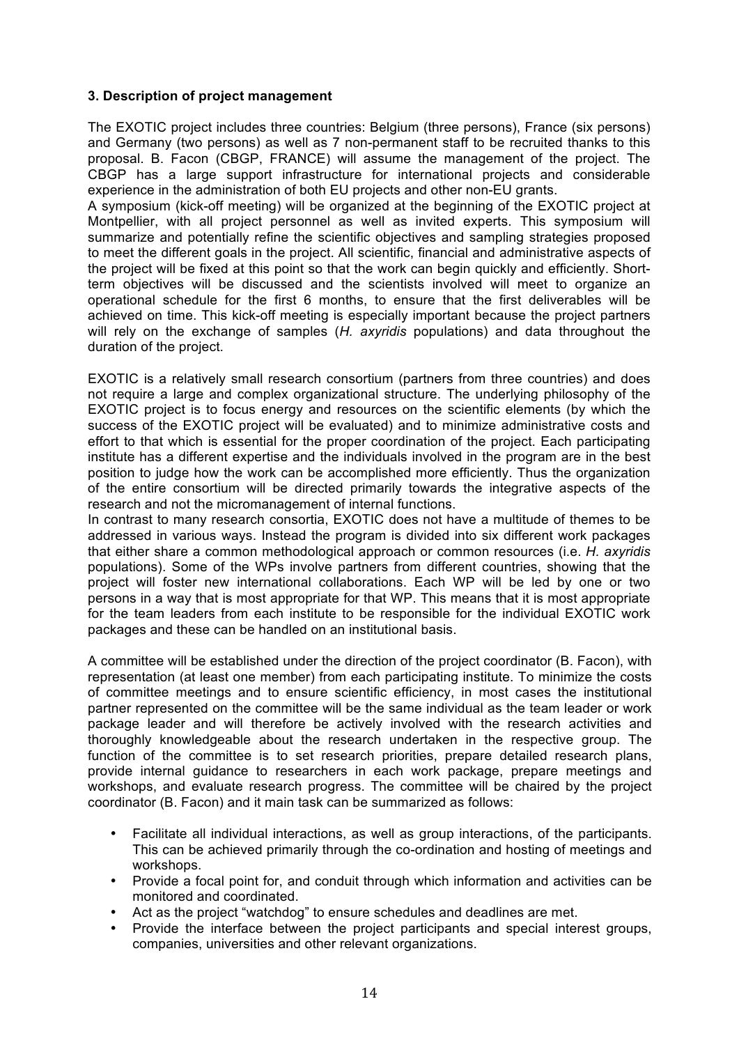### 3. Description of project management

The EXOTIC project includes three countries: Belgium (three persons), France (six persons) and Germany (two persons) as well as 7 non-permanent staff to be recruited thanks to this proposal. B. Facon (CBGP, FRANCE) will assume the management of the project. The CBGP has a large support infrastructure for international projects and considerable experience in the administration of both EU projects and other non-EU grants.

A symposium (kick-off meeting) will be organized at the beginning of the EXOTIC project at Montpellier, with all project personnel as well as invited experts. This symposium will summarize and potentially refine the scientific objectives and sampling strategies proposed to meet the different goals in the project. All scientific, financial and administrative aspects of the project will be fixed at this point so that the work can begin quickly and efficiently. Short-term objectives will be discussed and the scientists involved will meet to organize an operational schedule for the first 6 months, to ensure that the first deliverables will be achieved on time. This kick-off meeting is especially important because the project partners will rely on the exchange of samples (*H. axyridis* populations) and data throughout the duration of the project.

EXOTIC is a relatively small research consortium (partners from three countries) and does not require a large and complex organizational structure. The underlying philosophy of the EXOTIC project is to focus energy and resources on the scientific elements (by which the success of the EXOTIC project will be evaluated) and to minimize administrative costs and effort to that which is essential for the proper coordination of the project. Each participating institute has a different expertise and the individuals involved in the program are in the best position to judge how the work can be accomplished more efficiently. Thus the organization of the entire consortium will be directed primarily towards the integrative aspects of the research and not the micromanagement of internal functions.

In contrast to many research consortia, EXOTIC does not have a multitude of themes to be addressed in various ways. Instead the program is divided into six different work packages that either share a common methodological approach or common resources (i.e. *H. axyridis* populations). Some of the WPs involve partners from different countries, showing that the project will foster new international collaborations. Each WP will be led by one or two persons in a way that is most appropriate for that WP. This means that it is most appropriate for the team leaders from each institute to be responsible for the individual EXOTIC work packages and these can be handled on an institutional basis.

A committee will be established under the direction of the project coordinator (B. Facon), with representation (at least one member) from each participating institute. To minimize the costs of committee meetings and to ensure scientific efficiency, in most cases the institutional partner represented on the committee will be the same individual as the team leader or work package leader and will therefore be actively involved with the research activities and thoroughly knowledgeable about the research undertaken in the respective group. The function of the committee is to set research priorities, prepare detailed research plans, provide internal guidance to researchers in each work package, prepare meetings and workshops, and evaluate research progress. The committee will be chaired by the project coordinator (B. Facon) and it main task can be summarized as follows:

- Facilitate all individual interactions, as well as group interactions, of the participants. This can be achieved primarily through the co-ordination and hosting of meetings and workshops.
- Provide a focal point for, and conduit through which information and activities can be monitored and coordinated.
- Act as the project "watchdog" to ensure schedules and deadlines are met.
- Provide the interface between the project participants and special interest groups, companies, universities and other relevant organizations.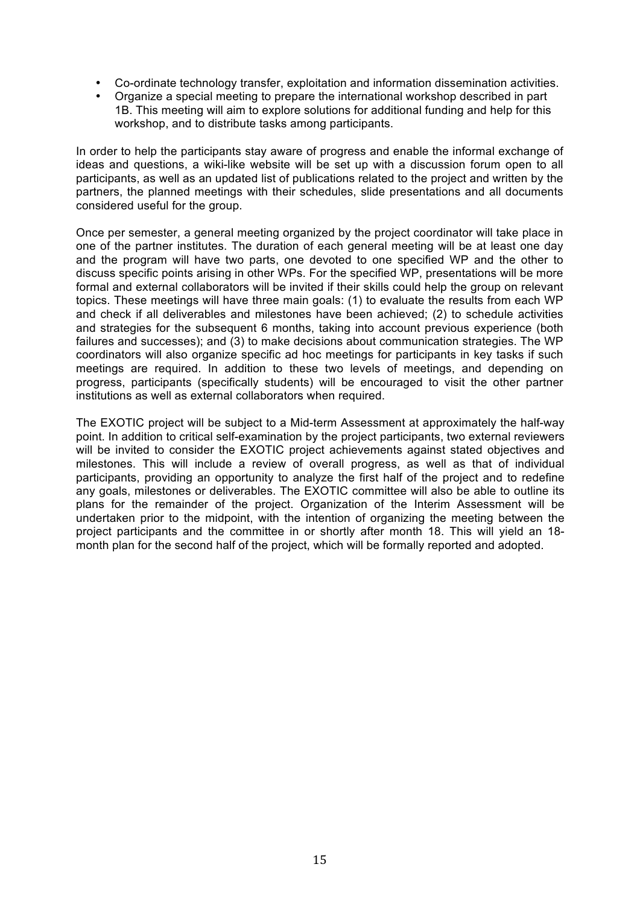- Co-ordinate technology transfer, exploitation and information dissemination activities.
- Organize a special meeting to prepare the international workshop described in part 1B. This meeting will aim to explore solutions for additional funding and help for this workshop, and to distribute tasks among participants.

In order to help the participants stay aware of progress and enable the informal exchange of ideas and questions, a wiki-like website will be set up with a discussion forum open to all participants, as well as an updated list of publications related to the project and written by the partners, the planned meetings with their schedules, slide presentations and all documents considered useful for the group.

Once per semester, a general meeting organized by the project coordinator will take place in one of the partner institutes. The duration of each general meeting will be at least one day and the program will have two parts, one devoted to one specified WP and the other to discuss specific points arising in other WPs. For the specified WP, presentations will be more formal and external collaborators will be invited if their skills could help the group on relevant topics. These meetings will have three main goals: (1) to evaluate the results from each WP and check if all deliverables and milestones have been achieved; (2) to schedule activities and strategies for the subsequent 6 months, taking into account previous experience (both failures and successes); and (3) to make decisions about communication strategies. The WP coordinators will also organize specific ad hoc meetings for participants in key tasks if such meetings are required. In addition to these two levels of meetings, and depending on progress, participants (specifically students) will be encouraged to visit the other partner institutions as well as external collaborators when required.

The EXOTIC project will be subject to a Mid-term Assessment at approximately the half-way point. In addition to critical self-examination by the project participants, two external reviewers will be invited to consider the EXOTIC project achievements against stated objectives and milestones. This will include a review of overall progress, as well as that of individual participants, providing an opportunity to analyze the first half of the project and to redefine any goals, milestones or deliverables. The EXOTIC committee will also be able to outline its plans for the remainder of the project. Organization of the Interim Assessment will be undertaken prior to the midpoint, with the intention of organizing the meeting between the project participants and the committee in or shortly after month 18. This will yield an 18-month plan for the second half of the project, which will be formally reported and adopted.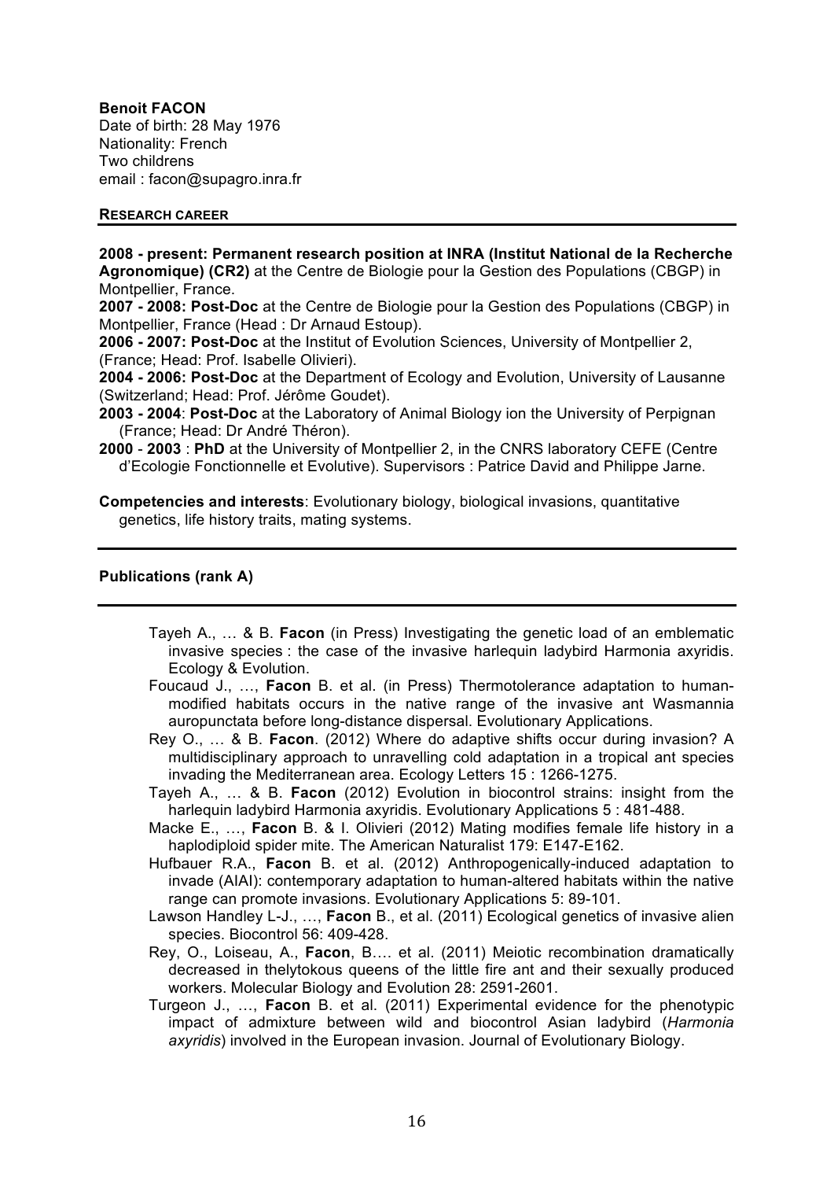**Benoit FACON**
Date of birth: 28 May 1976
Nationality: French
Two childrens
email : facon@supagro.inra.fr

**RESEARCH CAREER**

**2008 - present: Permanent research position at INRA (Institut National de la Recherche Agronomique) (CR2)** at the Centre de Biologie pour la Gestion des Populations (CBGP) in Montpellier, France.
**2007 - 2008: Post-Doc** at the Centre de Biologie pour la Gestion des Populations (CBGP) in Montpellier, France (Head : Dr Arnaud Estoup).
**2006 - 2007: Post-Doc** at the Institut of Evolution Sciences, University of Montpellier 2, (France; Head: Prof. Isabelle Olivieri).
**2004 - 2006: Post-Doc** at the Department of Ecology and Evolution, University of Lausanne (Switzerland; Head: Prof. Jérôme Goudet).
**2003 - 2004**: **Post-Doc** at the Laboratory of Animal Biology ion the University of Perpignan (France; Head: Dr André Théron).
**2000** - **2003** : **PhD** at the University of Montpellier 2, in the CNRS laboratory CEFE (Centre d'Ecologie Fonctionnelle et Evolutive). Supervisors : Patrice David and Philippe Jarne.

**Competencies and interests**: Evolutionary biology, biological invasions, quantitative genetics, life history traits, mating systems.

**Publications (rank A)**

- Tayeh A., … & B. **Facon** (in Press) Investigating the genetic load of an emblematic invasive species : the case of the invasive harlequin ladybird Harmonia axyridis. Ecology & Evolution.
- Foucaud J., …, **Facon** B. et al. (in Press) Thermotolerance adaptation to human-modified habitats occurs in the native range of the invasive ant Wasmannia auropunctata before long-distance dispersal. Evolutionary Applications.
- Rey O., … & B. **Facon**. (2012) Where do adaptive shifts occur during invasion? A multidisciplinary approach to unravelling cold adaptation in a tropical ant species invading the Mediterranean area. Ecology Letters 15 : 1266-1275.
- Tayeh A., … & B. **Facon** (2012) Evolution in biocontrol strains: insight from the harlequin ladybird Harmonia axyridis. Evolutionary Applications 5 : 481-488.
- Macke E., …, **Facon** B. & I. Olivieri (2012) Mating modifies female life history in a haplodiploid spider mite. The American Naturalist 179: E147-E162.
- Hufbauer R.A., **Facon** B. et al. (2012) Anthropogenically-induced adaptation to invade (AIAI): contemporary adaptation to human-altered habitats within the native range can promote invasions. Evolutionary Applications 5: 89-101.
- Lawson Handley L-J., …, **Facon** B., et al. (2011) Ecological genetics of invasive alien species. Biocontrol 56: 409-428.
- Rey, O., Loiseau, A., **Facon**, B…. et al. (2011) Meiotic recombination dramatically decreased in thelytokous queens of the little fire ant and their sexually produced workers. Molecular Biology and Evolution 28: 2591-2601.
- Turgeon J., …, **Facon** B. et al. (2011) Experimental evidence for the phenotypic impact of admixture between wild and biocontrol Asian ladybird (*Harmonia axyridis*) involved in the European invasion. Journal of Evolutionary Biology.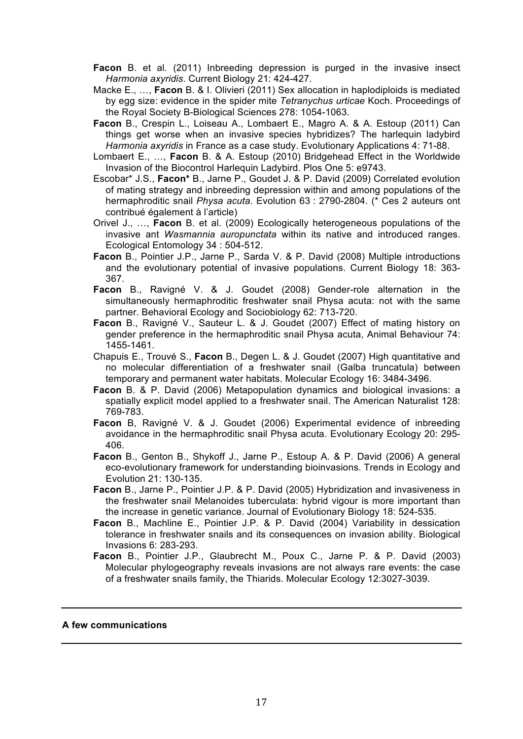**Facon** B. et al. (2011) Inbreeding depression is purged in the invasive insect *Harmonia axyridis*. Current Biology 21: 424-427.

Macke E., …, **Facon** B. & I. Olivieri (2011) Sex allocation in haplodiploids is mediated by egg size: evidence in the spider mite *Tetranychus urticae* Koch. Proceedings of the Royal Society B-Biological Sciences 278: 1054-1063.

**Facon** B., Crespin L., Loiseau A., Lombaert E., Magro A. & A. Estoup (2011) Can things get worse when an invasive species hybridizes? The harlequin ladybird *Harmonia axyridis* in France as a case study. Evolutionary Applications 4: 71-88.

Lombaert E., …, **Facon** B. & A. Estoup (2010) Bridgehead Effect in the Worldwide Invasion of the Biocontrol Harlequin Ladybird. Plos One 5: e9743.

Escobar* J.S., **Facon*** B., Jarne P., Goudet J. & P. David (2009) Correlated evolution of mating strategy and inbreeding depression within and among populations of the hermaphroditic snail *Physa acuta*. Evolution 63 : 2790-2804. (* Ces 2 auteurs ont contribué également à l'article)

Orivel J., …, **Facon** B. et al. (2009) Ecologically heterogeneous populations of the invasive ant *Wasmannia auropunctata* within its native and introduced ranges. Ecological Entomology 34 : 504-512.

**Facon** B., Pointier J.P., Jarne P., Sarda V. & P. David (2008) Multiple introductions and the evolutionary potential of invasive populations. Current Biology 18: 363-367.

**Facon** B., Ravigné V. & J. Goudet (2008) Gender-role alternation in the simultaneously hermaphroditic freshwater snail Physa acuta: not with the same partner. Behavioral Ecology and Sociobiology 62: 713-720.

**Facon** B., Ravigné V., Sauteur L. & J. Goudet (2007) Effect of mating history on gender preference in the hermaphroditic snail Physa acuta, Animal Behaviour 74: 1455-1461.

Chapuis E., Trouvé S., **Facon** B., Degen L. & J. Goudet (2007) High quantitative and no molecular differentiation of a freshwater snail (Galba truncatula) between temporary and permanent water habitats. Molecular Ecology 16: 3484-3496.

**Facon** B. & P. David (2006) Metapopulation dynamics and biological invasions: a spatially explicit model applied to a freshwater snail. The American Naturalist 128: 769-783.

**Facon** B, Ravigné V. & J. Goudet (2006) Experimental evidence of inbreeding avoidance in the hermaphroditic snail Physa acuta. Evolutionary Ecology 20: 295-406.

**Facon** B., Genton B., Shykoff J., Jarne P., Estoup A. & P. David (2006) A general eco-evolutionary framework for understanding bioinvasions. Trends in Ecology and Evolution 21: 130-135.

**Facon** B., Jarne P., Pointier J.P. & P. David (2005) Hybridization and invasiveness in the freshwater snail Melanoides tuberculata: hybrid vigour is more important than the increase in genetic variance. Journal of Evolutionary Biology 18: 524-535.

**Facon** B., Machline E., Pointier J.P. & P. David (2004) Variability in dessication tolerance in freshwater snails and its consequences on invasion ability. Biological Invasions 6: 283-293.

**Facon** B., Pointier J.P., Glaubrecht M., Poux C., Jarne P. & P. David (2003) Molecular phylogeography reveals invasions are not always rare events: the case of a freshwater snails family, the Thiarids. Molecular Ecology 12:3027-3039.

---

**A few communications**

---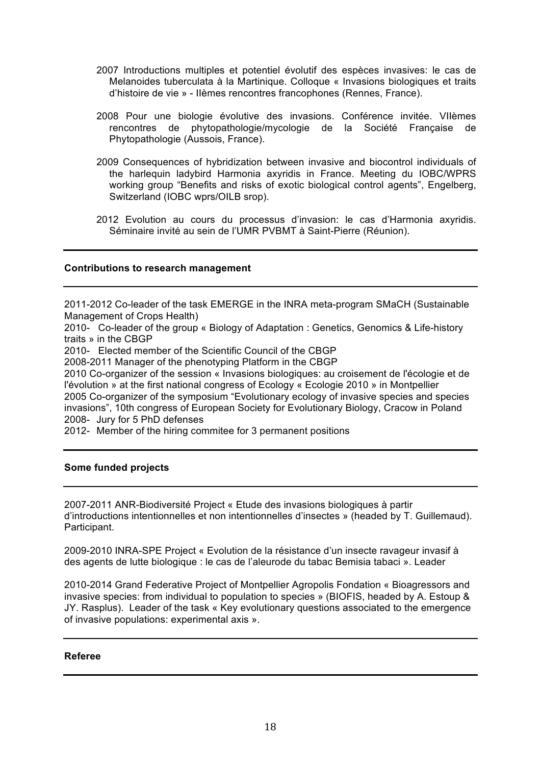2007 Introductions multiples et potentiel évolutif des espèces invasives: le cas de Melanoides tuberculata à la Martinique. Colloque « Invasions biologiques et traits d'histoire de vie » - IIèmes rencontres francophones (Rennes, France).

2008 Pour une biologie évolutive des invasions. Conférence invitée. VIIèmes rencontres de phytopathologie/mycologie de la Société Française de Phytopathologie (Aussois, France).

2009 Consequences of hybridization between invasive and biocontrol individuals of the harlequin ladybird Harmonia axyridis in France. Meeting du IOBC/WPRS working group "Benefits and risks of exotic biological control agents", Engelberg, Switzerland (IOBC wprs/OILB srop).

2012 Evolution au cours du processus d'invasion: le cas d'Harmonia axyridis. Séminaire invité au sein de l'UMR PVBMT à Saint-Pierre (Réunion).

---

**Contributions to research management**

---

2011-2012 Co-leader of the task EMERGE in the INRA meta-program SMaCH (Sustainable Management of Crops Health)
2010- Co-leader of the group « Biology of Adaptation : Genetics, Genomics & Life-history traits » in the CBGP
2010- Elected member of the Scientific Council of the CBGP
2008-2011 Manager of the phenotyping Platform in the CBGP
2010 Co-organizer of the session « Invasions biologiques: au croisement de l'écologie et de l'évolution » at the first national congress of Ecology « Ecologie 2010 » in Montpellier
2005 Co-organizer of the symposium "Evolutionary ecology of invasive species and species invasions", 10th congress of European Society for Evolutionary Biology, Cracow in Poland
2008- Jury for 5 PhD defenses
2012- Member of the hiring commitee for 3 permanent positions

---

**Some funded projects**

---

2007-2011 ANR-Biodiversité Project « Etude des invasions biologiques à partir d'introductions intentionnelles et non intentionnelles d'insectes » (headed by T. Guillemaud). Participant.

2009-2010 INRA-SPE Project « Evolution de la résistance d'un insecte ravageur invasif à des agents de lutte biologique : le cas de l'aleurode du tabac Bemisia tabaci ». Leader

2010-2014 Grand Federative Project of Montpellier Agropolis Fondation « Bioagressors and invasive species: from individual to population to species » (BIOFIS, headed by A. Estoup & JY. Rasplus). Leader of the task « Key evolutionary questions associated to the emergence of invasive populations: experimental axis ».

---

**Referee**

---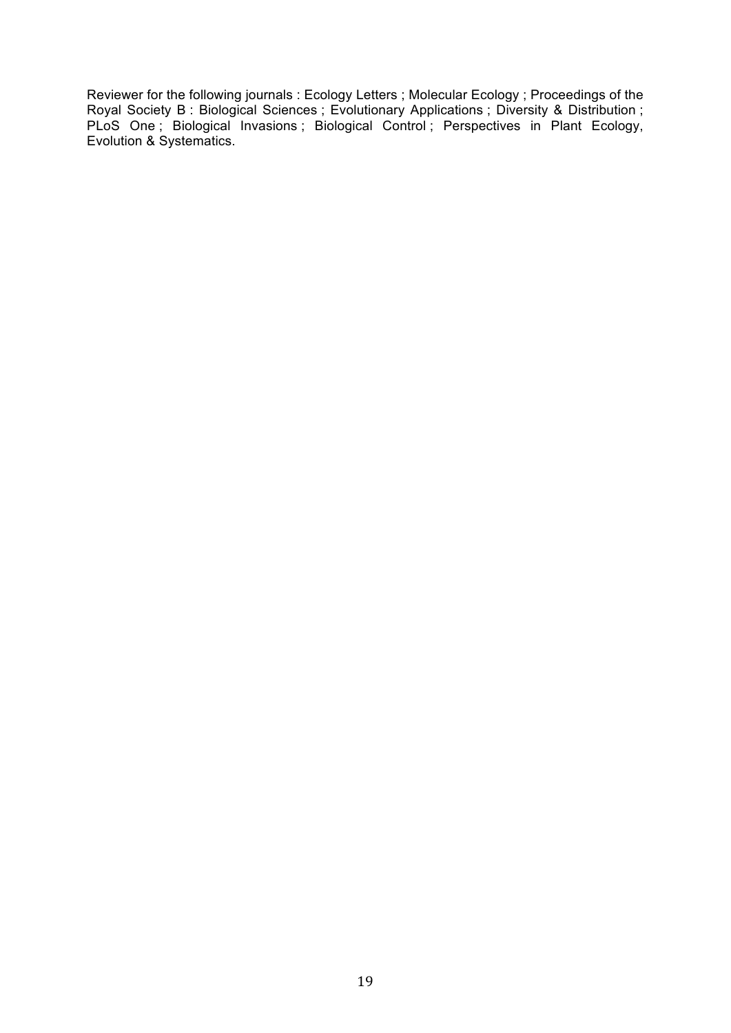Reviewer for the following journals : Ecology Letters ; Molecular Ecology ; Proceedings of the Royal Society B : Biological Sciences ; Evolutionary Applications ; Diversity & Distribution ; PLoS One ; Biological Invasions ; Biological Control ; Perspectives in Plant Ecology, Evolution & Systematics.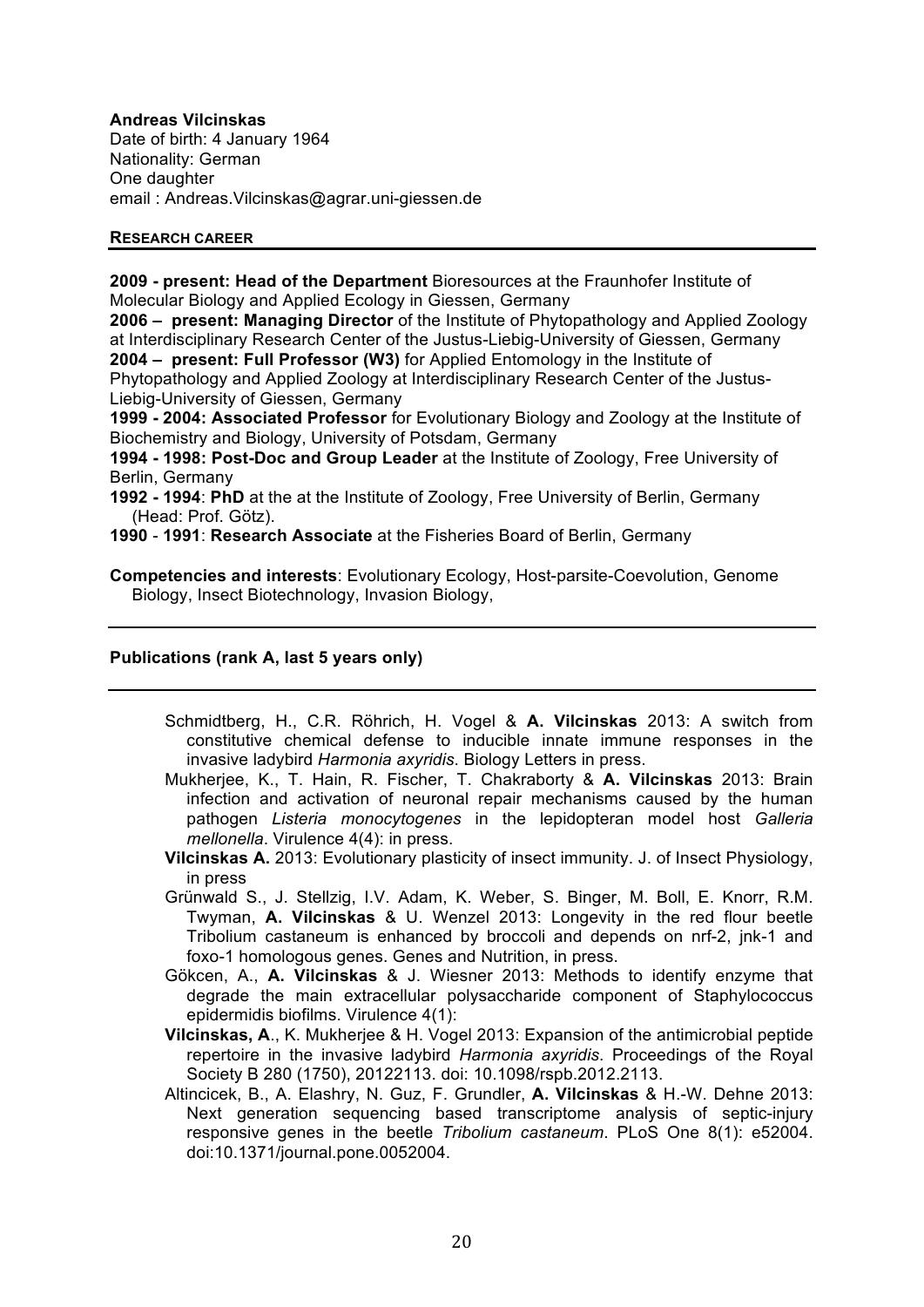**Andreas Vilcinskas**
Date of birth: 4 January 1964
Nationality: German
One daughter
email : Andreas.Vilcinskas@agrar.uni-giessen.de

## RESEARCH CAREER

**2009 - present: Head of the Department** Bioresources at the Fraunhofer Institute of Molecular Biology and Applied Ecology in Giessen, Germany
**2006 – present: Managing Director** of the Institute of Phytopathology and Applied Zoology at Interdisciplinary Research Center of the Justus-Liebig-University of Giessen, Germany
**2004 – present: Full Professor (W3)** for Applied Entomology in the Institute of Phytopathology and Applied Zoology at Interdisciplinary Research Center of the Justus-Liebig-University of Giessen, Germany
**1999 - 2004: Associated Professor** for Evolutionary Biology and Zoology at the Institute of Biochemistry and Biology, University of Potsdam, Germany
**1994 - 1998: Post-Doc and Group Leader** at the Institute of Zoology, Free University of Berlin, Germany
**1992 - 1994**: **PhD** at the at the Institute of Zoology, Free University of Berlin, Germany (Head: Prof. Götz).
**1990** - **1991**: **Research Associate** at the Fisheries Board of Berlin, Germany

**Competencies and interests**: Evolutionary Ecology, Host-parsite-Coevolution, Genome Biology, Insect Biotechnology, Invasion Biology,

## Publications (rank A, last 5 years only)

Schmidtberg, H., C.R. Röhrich, H. Vogel & **A. Vilcinskas** 2013: A switch from constitutive chemical defense to inducible innate immune responses in the invasive ladybird *Harmonia axyridis*. Biology Letters in press.

Mukherjee, K., T. Hain, R. Fischer, T. Chakraborty & **A. Vilcinskas** 2013: Brain infection and activation of neuronal repair mechanisms caused by the human pathogen *Listeria monocytogenes* in the lepidopteran model host *Galleria mellonella*. Virulence 4(4): in press.

**Vilcinskas A.** 2013: Evolutionary plasticity of insect immunity. J. of Insect Physiology, in press

Grünwald S., J. Stellzig, I.V. Adam, K. Weber, S. Binger, M. Boll, E. Knorr, R.M. Twyman, **A. Vilcinskas** & U. Wenzel 2013: Longevity in the red flour beetle Tribolium castaneum is enhanced by broccoli and depends on nrf-2, jnk-1 and foxo-1 homologous genes. Genes and Nutrition, in press.

Gökcen, A., **A. Vilcinskas** & J. Wiesner 2013: Methods to identify enzyme that degrade the main extracellular polysaccharide component of Staphylococcus epidermidis biofilms. Virulence 4(1):

**Vilcinskas, A**., K. Mukherjee & H. Vogel 2013: Expansion of the antimicrobial peptide repertoire in the invasive ladybird *Harmonia axyridis*. Proceedings of the Royal Society B 280 (1750), 20122113. doi: 10.1098/rspb.2012.2113.

Altincicek, B., A. Elashry, N. Guz, F. Grundler, **A. Vilcinskas** & H.-W. Dehne 2013: Next generation sequencing based transcriptome analysis of septic-injury responsive genes in the beetle *Tribolium castaneum*. PLoS One 8(1): e52004. doi:10.1371/journal.pone.0052004.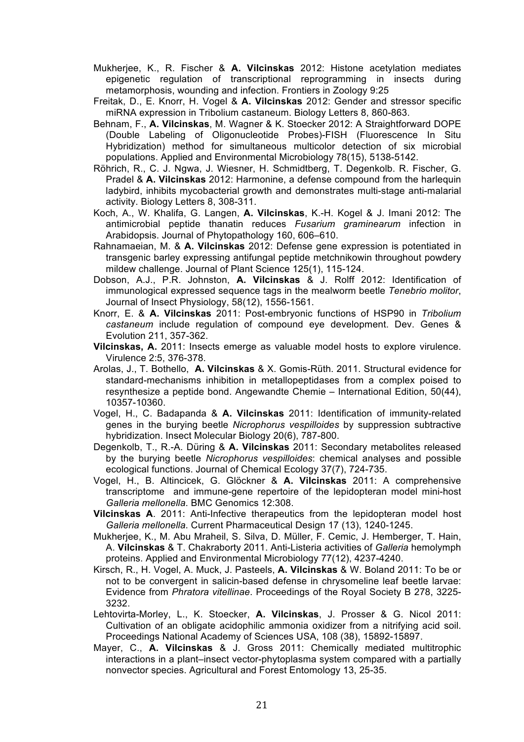Mukherjee, K., R. Fischer & **A. Vilcinskas** 2012: Histone acetylation mediates epigenetic regulation of transcriptional reprogramming in insects during metamorphosis, wounding and infection. Frontiers in Zoology 9:25

Freitak, D., E. Knorr, H. Vogel & **A. Vilcinskas** 2012: Gender and stressor specific miRNA expression in Tribolium castaneum. Biology Letters 8, 860-863.

Behnam, F., **A. Vilcinskas**, M. Wagner & K. Stoecker 2012: A Straightforward DOPE (Double Labeling of Oligonucleotide Probes)-FISH (Fluorescence In Situ Hybridization) method for simultaneous multicolor detection of six microbial populations. Applied and Environmental Microbiology 78(15), 5138-5142.

Röhrich, R., C. J. Ngwa, J. Wiesner, H. Schmidtberg, T. Degenkolb. R. Fischer, G. Pradel & **A. Vilcinskas** 2012: Harmonine, a defense compound from the harlequin ladybird, inhibits mycobacterial growth and demonstrates multi-stage anti-malarial activity. Biology Letters 8, 308-311.

Koch, A., W. Khalifa, G. Langen, **A. Vilcinskas**, K.-H. Kogel & J. Imani 2012: The antimicrobial peptide thanatin reduces *Fusarium graminearum* infection in Arabidopsis. Journal of Phytopathology 160, 606–610.

Rahnamaeian, M. & **A. Vilcinskas** 2012: Defense gene expression is potentiated in transgenic barley expressing antifungal peptide metchnikowin throughout powdery mildew challenge. Journal of Plant Science 125(1), 115-124.

Dobson, A.J., P.R. Johnston, **A. Vilcinskas** & J. Rolff 2012: Identification of immunological expressed sequence tags in the mealworm beetle *Tenebrio molitor*, Journal of Insect Physiology, 58(12), 1556-1561.

Knorr, E. & **A. Vilcinskas** 2011: Post-embryonic functions of HSP90 in *Tribolium castaneum* include regulation of compound eye development. Dev. Genes & Evolution 211, 357-362.

**Vilcinskas, A.** 2011: Insects emerge as valuable model hosts to explore virulence. Virulence 2:5, 376-378.

Arolas, J., T. Bothello, **A. Vilcinskas** & X. Gomis-Rüth. 2011. Structural evidence for standard-mechanisms inhibition in metallopeptidases from a complex poised to resynthesize a peptide bond. Angewandte Chemie – International Edition, 50(44), 10357-10360.

Vogel, H., C. Badapanda & **A. Vilcinskas** 2011: Identification of immunity-related genes in the burying beetle *Nicrophorus vespilloides* by suppression subtractive hybridization. Insect Molecular Biology 20(6), 787-800.

Degenkolb, T., R.-A. Düring & **A. Vilcinskas** 2011: Secondary metabolites released by the burying beetle *Nicrophorus vespilloides*: chemical analyses and possible ecological functions. Journal of Chemical Ecology 37(7), 724-735.

Vogel, H., B. Altincicek, G. Glöckner & **A. Vilcinskas** 2011: A comprehensive transcriptome and immune-gene repertoire of the lepidopteran model mini-host *Galleria mellonella*. BMC Genomics 12:308.

**Vilcinskas A**. 2011: Anti-Infective therapeutics from the lepidopteran model host *Galleria mellonella*. Current Pharmaceutical Design 17 (13), 1240-1245.

Mukherjee, K., M. Abu Mraheil, S. Silva, D. Müller, F. Cemic, J. Hemberger, T. Hain, A. **Vilcinskas** & T. Chakraborty 2011. Anti-Listeria activities of *Galleria* hemolymph proteins. Applied and Environmental Microbiology 77(12), 4237-4240.

Kirsch, R., H. Vogel, A. Muck, J. Pasteels, **A. Vilcinskas** & W. Boland 2011: To be or not to be convergent in salicin-based defense in chrysomeline leaf beetle larvae: Evidence from *Phratora vitellinae*. Proceedings of the Royal Society B 278, 3225-3232.

Lehtovirta-Morley, L., K. Stoecker, **A. Vilcinskas**, J. Prosser & G. Nicol 2011: Cultivation of an obligate acidophilic ammonia oxidizer from a nitrifying acid soil. Proceedings National Academy of Sciences USA, 108 (38), 15892-15897.

Mayer, C., **A. Vilcinskas** & J. Gross 2011: Chemically mediated multitrophic interactions in a plant–insect vector-phytoplasma system compared with a partially nonvector species. Agricultural and Forest Entomology 13, 25-35.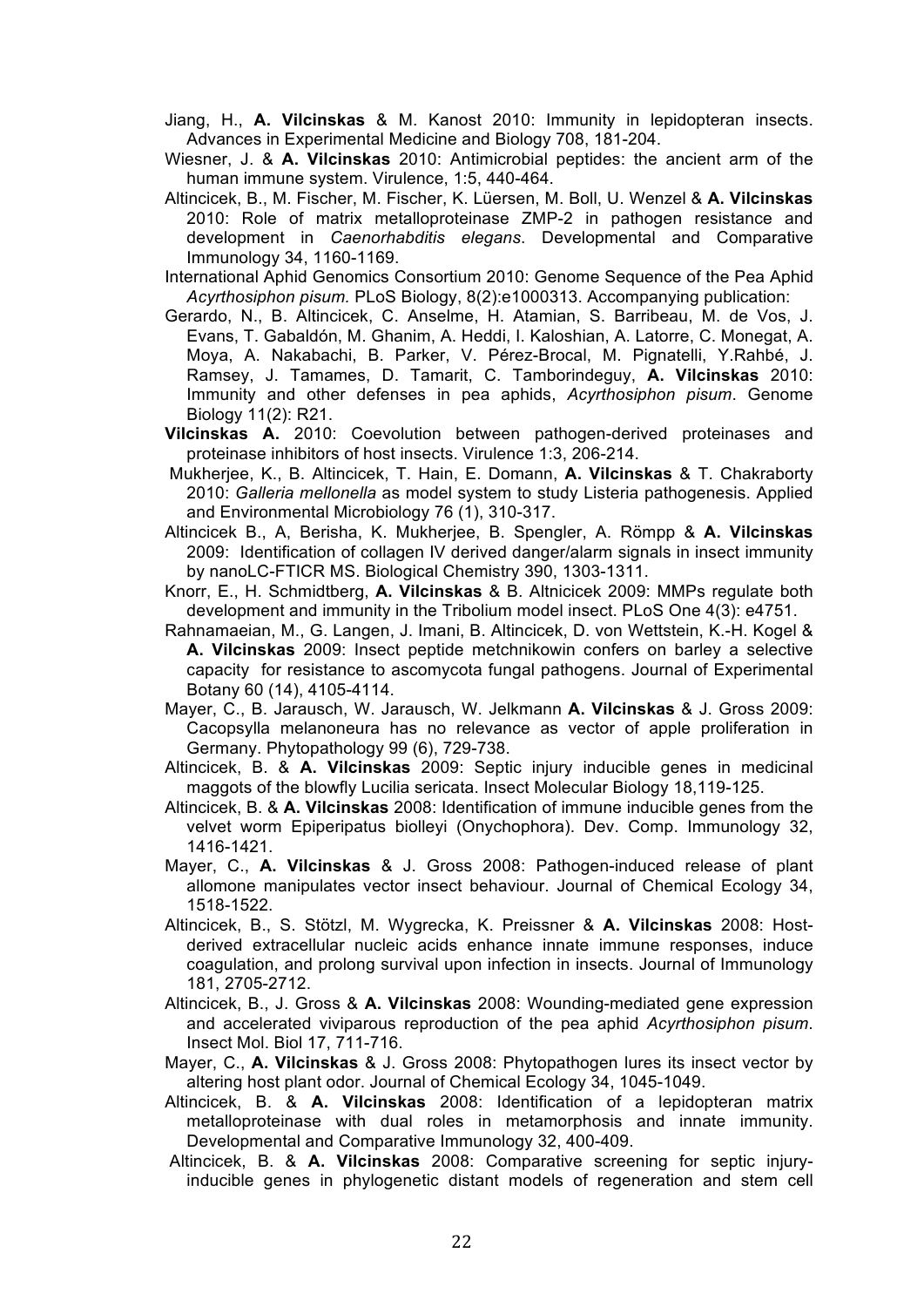Jiang, H., **A. Vilcinskas** & M. Kanost 2010: Immunity in lepidopteran insects. Advances in Experimental Medicine and Biology 708, 181-204.

Wiesner, J. & **A. Vilcinskas** 2010: Antimicrobial peptides: the ancient arm of the human immune system. Virulence, 1:5, 440-464.

Altincicek, B., M. Fischer, M. Fischer, K. Lüersen, M. Boll, U. Wenzel & **A. Vilcinskas** 2010: Role of matrix metalloproteinase ZMP-2 in pathogen resistance and development in *Caenorhabditis elegans*. Developmental and Comparative Immunology 34, 1160-1169.

International Aphid Genomics Consortium 2010: Genome Sequence of the Pea Aphid *Acyrthosiphon pisum.* PLoS Biology, 8(2):e1000313. Accompanying publication:

Gerardo, N., B. Altincicek, C. Anselme, H. Atamian, S. Barribeau, M. de Vos, J. Evans, T. Gabaldón, M. Ghanim, A. Heddi, I. Kaloshian, A. Latorre, C. Monegat, A. Moya, A. Nakabachi, B. Parker, V. Pérez-Brocal, M. Pignatelli, Y.Rahbé, J. Ramsey, J. Tamames, D. Tamarit, C. Tamborindeguy, **A. Vilcinskas** 2010: Immunity and other defenses in pea aphids, *Acyrthosiphon pisum*. Genome Biology 11(2): R21.

**Vilcinskas A.** 2010: Coevolution between pathogen-derived proteinases and proteinase inhibitors of host insects. Virulence 1:3, 206-214.

Mukherjee, K., B. Altincicek, T. Hain, E. Domann, **A. Vilcinskas** & T. Chakraborty 2010: *Galleria mellonella* as model system to study Listeria pathogenesis. Applied and Environmental Microbiology 76 (1), 310-317.

Altincicek B., A, Berisha, K. Mukherjee, B. Spengler, A. Römpp & **A. Vilcinskas** 2009: Identification of collagen IV derived danger/alarm signals in insect immunity by nanoLC-FTICR MS. Biological Chemistry 390, 1303-1311.

Knorr, E., H. Schmidtberg, **A. Vilcinskas** & B. Altnicicek 2009: MMPs regulate both development and immunity in the Tribolium model insect. PLoS One 4(3): e4751.

Rahnamaeian, M., G. Langen, J. Imani, B. Altincicek, D. von Wettstein, K.-H. Kogel & **A. Vilcinskas** 2009: Insect peptide metchnikowin confers on barley a selective capacity for resistance to ascomycota fungal pathogens. Journal of Experimental Botany 60 (14), 4105-4114.

Mayer, C., B. Jarausch, W. Jarausch, W. Jelkmann **A. Vilcinskas** & J. Gross 2009: Cacopsylla melanoneura has no relevance as vector of apple proliferation in Germany. Phytopathology 99 (6), 729-738.

Altincicek, B. & **A. Vilcinskas** 2009: Septic injury inducible genes in medicinal maggots of the blowfly Lucilia sericata. Insect Molecular Biology 18,119-125.

Altincicek, B. & **A. Vilcinskas** 2008: Identification of immune inducible genes from the velvet worm Epiperipatus biolleyi (Onychophora). Dev. Comp. Immunology 32, 1416-1421.

Mayer, C., **A. Vilcinskas** & J. Gross 2008: Pathogen-induced release of plant allomone manipulates vector insect behaviour. Journal of Chemical Ecology 34, 1518-1522.

Altincicek, B., S. Stötzl, M. Wygrecka, K. Preissner & **A. Vilcinskas** 2008: Host-derived extracellular nucleic acids enhance innate immune responses, induce coagulation, and prolong survival upon infection in insects. Journal of Immunology 181, 2705-2712.

Altincicek, B., J. Gross & **A. Vilcinskas** 2008: Wounding-mediated gene expression and accelerated viviparous reproduction of the pea aphid *Acyrthosiphon pisum*. Insect Mol. Biol 17, 711-716.

Mayer, C., **A. Vilcinskas** & J. Gross 2008: Phytopathogen lures its insect vector by altering host plant odor. Journal of Chemical Ecology 34, 1045-1049.

Altincicek, B. & **A. Vilcinskas** 2008: Identification of a lepidopteran matrix metalloproteinase with dual roles in metamorphosis and innate immunity. Developmental and Comparative Immunology 32, 400-409.

Altincicek, B. & **A. Vilcinskas** 2008: Comparative screening for septic injury-inducible genes in phylogenetic distant models of regeneration and stem cell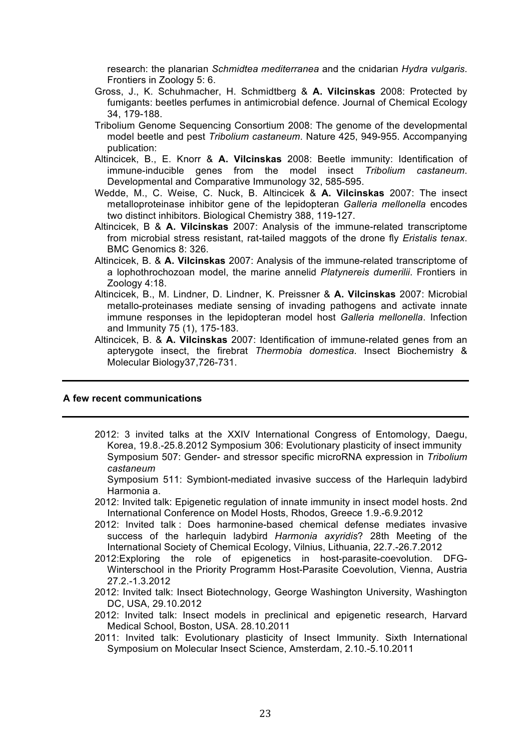research: the planarian *Schmidtea mediterranea* and the cnidarian *Hydra vulgaris*. Frontiers in Zoology 5: 6.

Gross, J., K. Schuhmacher, H. Schmidtberg & **A. Vilcinskas** 2008: Protected by fumigants: beetles perfumes in antimicrobial defence. Journal of Chemical Ecology 34, 179-188.

Tribolium Genome Sequencing Consortium 2008: The genome of the developmental model beetle and pest *Tribolium castaneum*. Nature 425, 949-955. Accompanying publication:

Altincicek, B., E. Knorr & **A. Vilcinskas** 2008: Beetle immunity: Identification of immune-inducible genes from the model insect *Tribolium castaneum*. Developmental and Comparative Immunology 32, 585-595.

Wedde, M., C. Weise, C. Nuck, B. Altincicek & **A. Vilcinskas** 2007: The insect metalloproteinase inhibitor gene of the lepidopteran *Galleria mellonella* encodes two distinct inhibitors. Biological Chemistry 388, 119-127.

Altincicek, B & **A. Vilcinskas** 2007: Analysis of the immune-related transcriptome from microbial stress resistant, rat-tailed maggots of the drone fly *Eristalis tenax*. BMC Genomics 8: 326.

Altincicek, B. & **A. Vilcinskas** 2007: Analysis of the immune-related transcriptome of a lophothrochozoan model, the marine annelid *Platynereis dumerilii*. Frontiers in Zoology 4:18.

Altincicek, B., M. Lindner, D. Lindner, K. Preissner & **A. Vilcinskas** 2007: Microbial metallo-proteinases mediate sensing of invading pathogens and activate innate immune responses in the lepidopteran model host *Galleria mellonella*. Infection and Immunity 75 (1), 175-183.

Altincicek, B. & **A. Vilcinskas** 2007: Identification of immune-related genes from an apterygote insect, the firebrat *Thermobia domestica*. Insect Biochemistry & Molecular Biology37,726-731.

---

**A few recent communications**

---

2012: 3 invited talks at the XXIV International Congress of Entomology, Daegu, Korea, 19.8.-25.8.2012 Symposium 306: Evolutionary plasticity of insect immunity
Symposium 507: Gender- and stressor specific microRNA expression in *Tribolium castaneum*
Symposium 511: Symbiont-mediated invasive success of the Harlequin ladybird Harmonia a.

2012: Invited talk: Epigenetic regulation of innate immunity in insect model hosts. 2nd International Conference on Model Hosts, Rhodos, Greece 1.9.-6.9.2012

2012: Invited talk : Does harmonine-based chemical defense mediates invasive success of the harlequin ladybird *Harmonia axyridis*? 28th Meeting of the International Society of Chemical Ecology, Vilnius, Lithuania, 22.7.-26.7.2012

2012:Exploring the role of epigenetics in host-parasite-coevolution. DFG-Winterschool in the Priority Programm Host-Parasite Coevolution, Vienna, Austria 27.2.-1.3.2012

2012: Invited talk: Insect Biotechnology, George Washington University, Washington DC, USA, 29.10.2012

2012: Invited talk: Insect models in preclinical and epigenetic research, Harvard Medical School, Boston, USA. 28.10.2011

2011: Invited talk: Evolutionary plasticity of Insect Immunity. Sixth International Symposium on Molecular Insect Science, Amsterdam, 2.10.-5.10.2011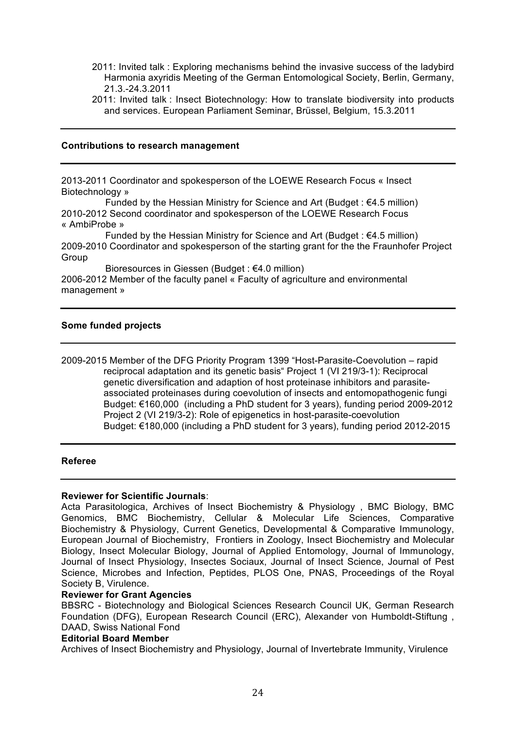2011: Invited talk : Exploring mechanisms behind the invasive success of the ladybird Harmonia axyridis Meeting of the German Entomological Society, Berlin, Germany, 21.3.-24.3.2011

2011: Invited talk : Insect Biotechnology: How to translate biodiversity into products and services. European Parliament Seminar, Brüssel, Belgium, 15.3.2011

---

**Contributions to research management**

---

2013-2011 Coordinator and spokesperson of the LOEWE Research Focus « Insect Biotechnology »

Funded by the Hessian Ministry for Science and Art (Budget : €4.5 million)

2010-2012 Second coordinator and spokesperson of the LOEWE Research Focus « AmbiProbe »

Funded by the Hessian Ministry for Science and Art (Budget : €4.5 million)

2009-2010 Coordinator and spokesperson of the starting grant for the the Fraunhofer Project Group

Bioresources in Giessen (Budget : €4.0 million)

2006-2012 Member of the faculty panel « Faculty of agriculture and environmental management »

---

**Some funded projects**

---

2009-2015 Member of the DFG Priority Program 1399 "Host-Parasite-Coevolution – rapid reciprocal adaptation and its genetic basis" Project 1 (VI 219/3-1): Reciprocal genetic diversification and adaption of host proteinase inhibitors and parasite-associated proteinases during coevolution of insects and entomopathogenic fungi Budget: €160,000 (including a PhD student for 3 years), funding period 2009-2012 Project 2 (VI 219/3-2): Role of epigenetics in host-parasite-coevolution Budget: €180,000 (including a PhD student for 3 years), funding period 2012-2015

---

**Referee**

---

**Reviewer for Scientific Journals**:

Acta Parasitologica, Archives of Insect Biochemistry & Physiology , BMC Biology, BMC Genomics, BMC Biochemistry, Cellular & Molecular Life Sciences, Comparative Biochemistry & Physiology, Current Genetics, Developmental & Comparative Immunology, European Journal of Biochemistry, Frontiers in Zoology, Insect Biochemistry and Molecular Biology, Insect Molecular Biology, Journal of Applied Entomology, Journal of Immunology, Journal of Insect Physiology, Insectes Sociaux, Journal of Insect Science, Journal of Pest Science, Microbes and Infection, Peptides, PLOS One, PNAS, Proceedings of the Royal Society B, Virulence.

**Reviewer for Grant Agencies**

BBSRC - Biotechnology and Biological Sciences Research Council UK, German Research Foundation (DFG), European Research Council (ERC), Alexander von Humboldt-Stiftung , DAAD, Swiss National Fond

**Editorial Board Member**

Archives of Insect Biochemistry and Physiology, Journal of Invertebrate Immunity, Virulence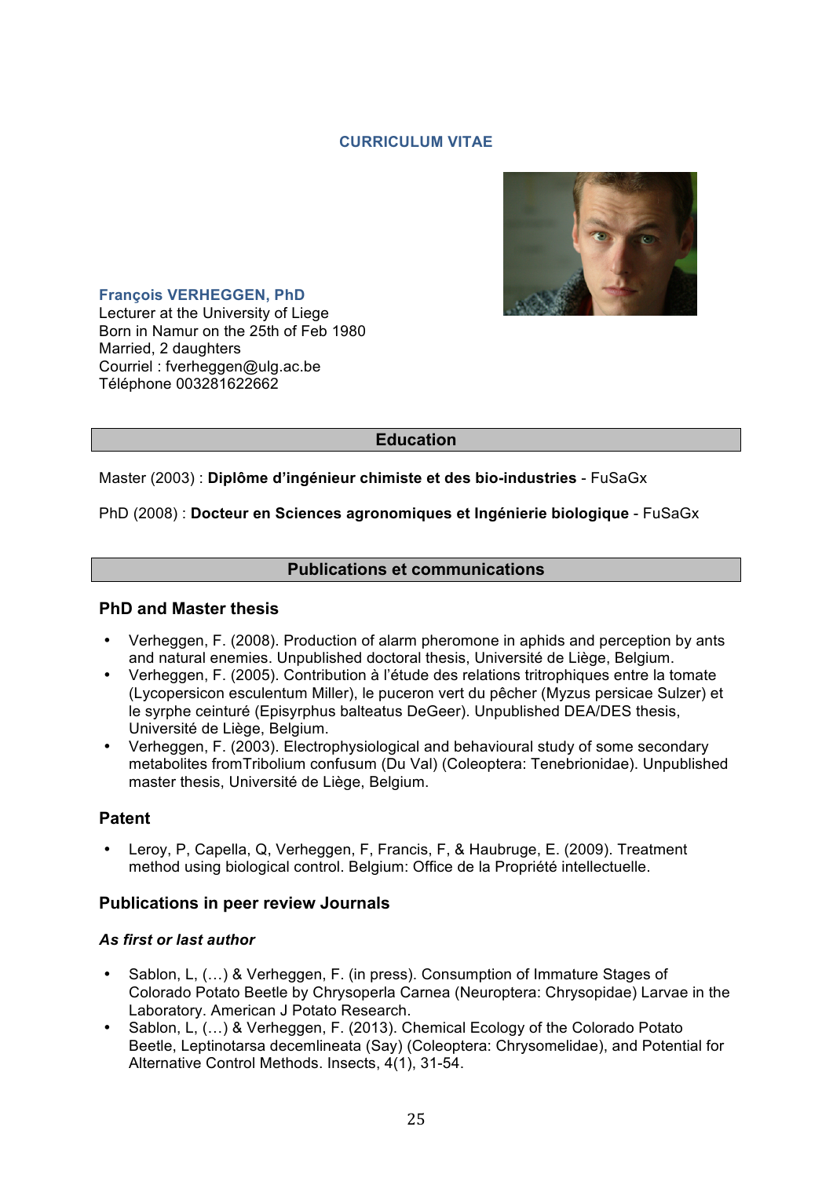# CURRICULUM VITAE

**François VERHEGGEN, PhD**
Lecturer at the University of Liege
Born in Namur on the 25th of Feb 1980
Married, 2 daughters
Courriel : fverheggen@ulg.ac.be
Téléphone 003281622662

## Education

Master (2003) : **Diplôme d'ingénieur chimiste et des bio-industries** - FuSaGx

PhD (2008) : **Docteur en Sciences agronomiques et Ingénierie biologique** - FuSaGx

## Publications et communications

### PhD and Master thesis

- Verheggen, F. (2008). Production of alarm pheromone in aphids and perception by ants and natural enemies. Unpublished doctoral thesis, Université de Liège, Belgium.
- Verheggen, F. (2005). Contribution à l'étude des relations tritrophiques entre la tomate (Lycopersicon esculentum Miller), le puceron vert du pêcher (Myzus persicae Sulzer) et le syrphe ceinturé (Episyrphus balteatus DeGeer). Unpublished DEA/DES thesis, Université de Liège, Belgium.
- Verheggen, F. (2003). Electrophysiological and behavioural study of some secondary metabolites fromTribolium confusum (Du Val) (Coleoptera: Tenebrionidae). Unpublished master thesis, Université de Liège, Belgium.

### Patent

- Leroy, P, Capella, Q, Verheggen, F, Francis, F, & Haubruge, E. (2009). Treatment method using biological control. Belgium: Office de la Propriété intellectuelle.

### Publications in peer review Journals

#### *As first or last author*

- Sablon, L, (…) & Verheggen, F. (in press). Consumption of Immature Stages of Colorado Potato Beetle by Chrysoperla Carnea (Neuroptera: Chrysopidae) Larvae in the Laboratory. American J Potato Research.
- Sablon, L, (…) & Verheggen, F. (2013). Chemical Ecology of the Colorado Potato Beetle, Leptinotarsa decemlineata (Say) (Coleoptera: Chrysomelidae), and Potential for Alternative Control Methods. Insects, 4(1), 31-54.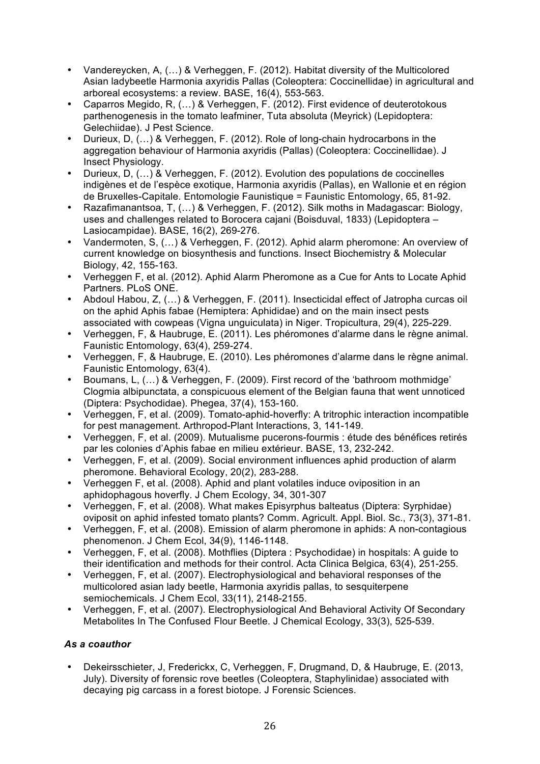- Vandereycken, A, (…) & Verheggen, F. (2012). Habitat diversity of the Multicolored Asian ladybeetle Harmonia axyridis Pallas (Coleoptera: Coccinellidae) in agricultural and arboreal ecosystems: a review. BASE, 16(4), 553-563.
- Caparros Megido, R, (…) & Verheggen, F. (2012). First evidence of deuterotokous parthenogenesis in the tomato leafminer, Tuta absoluta (Meyrick) (Lepidoptera: Gelechiidae). J Pest Science.
- Durieux, D, (…) & Verheggen, F. (2012). Role of long-chain hydrocarbons in the aggregation behaviour of Harmonia axyridis (Pallas) (Coleoptera: Coccinellidae). J Insect Physiology.
- Durieux, D, (…) & Verheggen, F. (2012). Evolution des populations de coccinelles indigènes et de l'espèce exotique, Harmonia axyridis (Pallas), en Wallonie et en région de Bruxelles-Capitale. Entomologie Faunistique = Faunistic Entomology, 65, 81-92.
- Razafimanantsoa, T, (…) & Verheggen, F. (2012). Silk moths in Madagascar: Biology, uses and challenges related to Borocera cajani (Boisduval, 1833) (Lepidoptera – Lasiocampidae). BASE, 16(2), 269-276.
- Vandermoten, S, (…) & Verheggen, F. (2012). Aphid alarm pheromone: An overview of current knowledge on biosynthesis and functions. Insect Biochemistry & Molecular Biology, 42, 155-163.
- Verheggen F, et al. (2012). Aphid Alarm Pheromone as a Cue for Ants to Locate Aphid Partners. PLoS ONE.
- Abdoul Habou, Z, (…) & Verheggen, F. (2011). Insecticidal effect of Jatropha curcas oil on the aphid Aphis fabae (Hemiptera: Aphididae) and on the main insect pests associated with cowpeas (Vigna unguiculata) in Niger. Tropicultura, 29(4), 225-229.
- Verheggen, F, & Haubruge, E. (2011). Les phéromones d'alarme dans le règne animal. Faunistic Entomology, 63(4), 259-274.
- Verheggen, F, & Haubruge, E. (2010). Les phéromones d'alarme dans le règne animal. Faunistic Entomology, 63(4).
- Boumans, L, (…) & Verheggen, F. (2009). First record of the 'bathroom mothmidge' Clogmia albipunctata, a conspicuous element of the Belgian fauna that went unnoticed (Diptera: Psychodidae). Phegea, 37(4), 153-160.
- Verheggen, F, et al. (2009). Tomato-aphid-hoverfly: A tritrophic interaction incompatible for pest management. Arthropod-Plant Interactions, 3, 141-149.
- Verheggen, F, et al. (2009). Mutualisme pucerons-fourmis : étude des bénéfices retirés par les colonies d'Aphis fabae en milieu extérieur. BASE, 13, 232-242.
- Verheggen, F, et al. (2009). Social environment influences aphid production of alarm pheromone. Behavioral Ecology, 20(2), 283-288.
- Verheggen F, et al. (2008). Aphid and plant volatiles induce oviposition in an aphidophagous hoverfly. J Chem Ecology, 34, 301-307
- Verheggen, F, et al. (2008). What makes Episyrphus balteatus (Diptera: Syrphidae) oviposit on aphid infested tomato plants? Comm. Agricult. Appl. Biol. Sc., 73(3), 371-81.
- Verheggen, F, et al. (2008). Emission of alarm pheromone in aphids: A non-contagious phenomenon. J Chem Ecol, 34(9), 1146-1148.
- Verheggen, F, et al. (2008). Mothflies (Diptera : Psychodidae) in hospitals: A guide to their identification and methods for their control. Acta Clinica Belgica, 63(4), 251-255.
- Verheggen, F, et al. (2007). Electrophysiological and behavioral responses of the multicolored asian lady beetle, Harmonia axyridis pallas, to sesquiterpene semiochemicals. J Chem Ecol, 33(11), 2148-2155.
- Verheggen, F, et al. (2007). Electrophysiological And Behavioral Activity Of Secondary Metabolites In The Confused Flour Beetle. J Chemical Ecology, 33(3), 525-539.

### *As a coauthor*

- Dekeirsschieter, J, Frederickx, C, Verheggen, F, Drugmand, D, & Haubruge, E. (2013, July). Diversity of forensic rove beetles (Coleoptera, Staphylinidae) associated with decaying pig carcass in a forest biotope. J Forensic Sciences.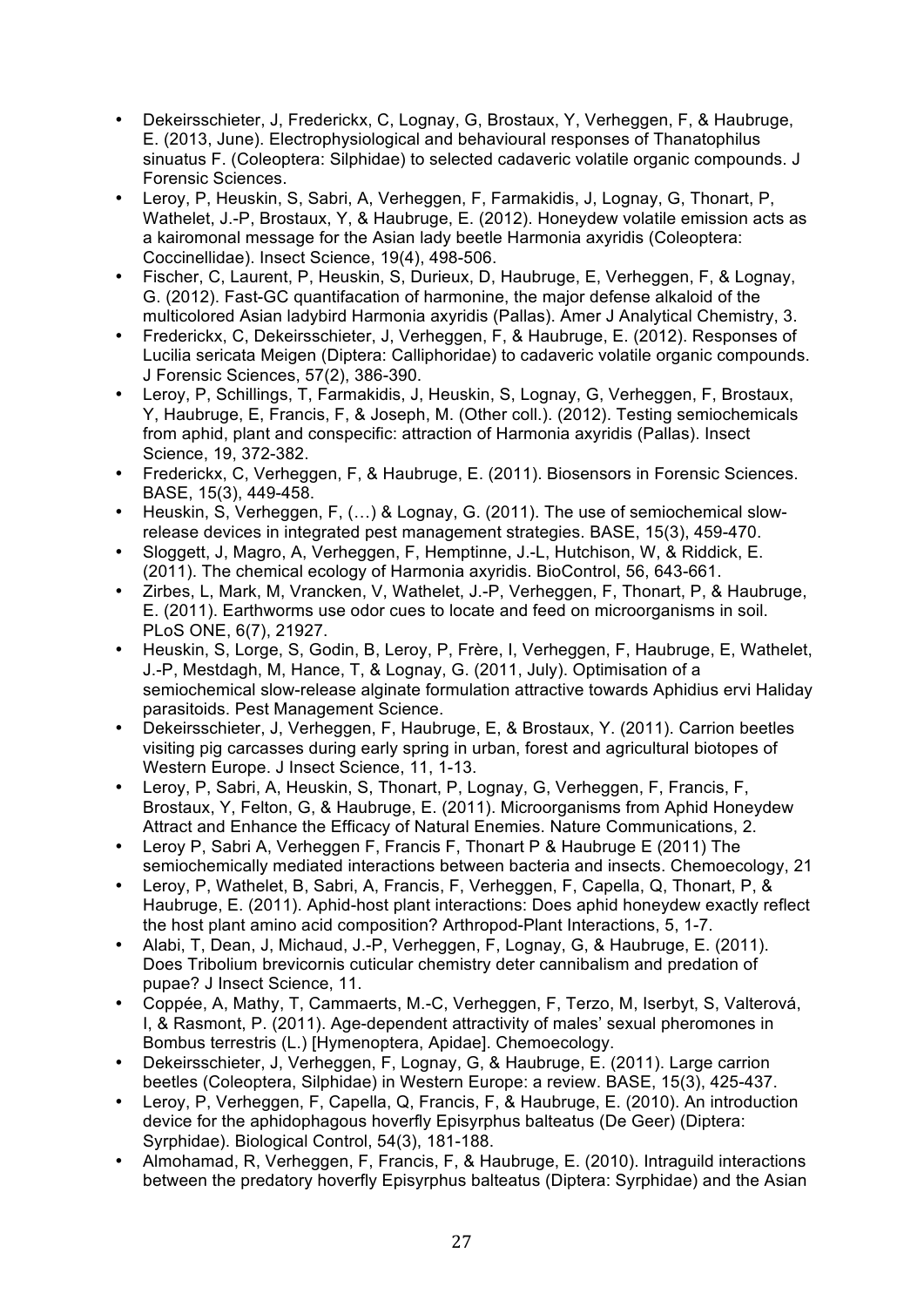- Dekeirsschieter, J, Frederickx, C, Lognay, G, Brostaux, Y, Verheggen, F, & Haubruge, E. (2013, June). Electrophysiological and behavioural responses of Thanatophilus sinuatus F. (Coleoptera: Silphidae) to selected cadaveric volatile organic compounds. J Forensic Sciences.
- Leroy, P, Heuskin, S, Sabri, A, Verheggen, F, Farmakidis, J, Lognay, G, Thonart, P, Wathelet, J.-P, Brostaux, Y, & Haubruge, E. (2012). Honeydew volatile emission acts as a kairomonal message for the Asian lady beetle Harmonia axyridis (Coleoptera: Coccinellidae). Insect Science, 19(4), 498-506.
- Fischer, C, Laurent, P, Heuskin, S, Durieux, D, Haubruge, E, Verheggen, F, & Lognay, G. (2012). Fast-GC quantifacation of harmonine, the major defense alkaloid of the multicolored Asian ladybird Harmonia axyridis (Pallas). Amer J Analytical Chemistry, 3.
- Frederickx, C, Dekeirsschieter, J, Verheggen, F, & Haubruge, E. (2012). Responses of Lucilia sericata Meigen (Diptera: Calliphoridae) to cadaveric volatile organic compounds. J Forensic Sciences, 57(2), 386-390.
- Leroy, P, Schillings, T, Farmakidis, J, Heuskin, S, Lognay, G, Verheggen, F, Brostaux, Y, Haubruge, E, Francis, F, & Joseph, M. (Other coll.). (2012). Testing semiochemicals from aphid, plant and conspecific: attraction of Harmonia axyridis (Pallas). Insect Science, 19, 372-382.
- Frederickx, C, Verheggen, F, & Haubruge, E. (2011). Biosensors in Forensic Sciences. BASE, 15(3), 449-458.
- Heuskin, S, Verheggen, F, (…) & Lognay, G. (2011). The use of semiochemical slow-release devices in integrated pest management strategies. BASE, 15(3), 459-470.
- Sloggett, J, Magro, A, Verheggen, F, Hemptinne, J.-L, Hutchison, W, & Riddick, E. (2011). The chemical ecology of Harmonia axyridis. BioControl, 56, 643-661.
- Zirbes, L, Mark, M, Vrancken, V, Wathelet, J.-P, Verheggen, F, Thonart, P, & Haubruge, E. (2011). Earthworms use odor cues to locate and feed on microorganisms in soil. PLoS ONE, 6(7), 21927.
- Heuskin, S, Lorge, S, Godin, B, Leroy, P, Frère, I, Verheggen, F, Haubruge, E, Wathelet, J.-P, Mestdagh, M, Hance, T, & Lognay, G. (2011, July). Optimisation of a semiochemical slow-release alginate formulation attractive towards Aphidius ervi Haliday parasitoids. Pest Management Science.
- Dekeirsschieter, J, Verheggen, F, Haubruge, E, & Brostaux, Y. (2011). Carrion beetles visiting pig carcasses during early spring in urban, forest and agricultural biotopes of Western Europe. J Insect Science, 11, 1-13.
- Leroy, P, Sabri, A, Heuskin, S, Thonart, P, Lognay, G, Verheggen, F, Francis, F, Brostaux, Y, Felton, G, & Haubruge, E. (2011). Microorganisms from Aphid Honeydew Attract and Enhance the Efficacy of Natural Enemies. Nature Communications, 2.
- Leroy P, Sabri A, Verheggen F, Francis F, Thonart P & Haubruge E (2011) The semiochemically mediated interactions between bacteria and insects. Chemoecology, 21
- Leroy, P, Wathelet, B, Sabri, A, Francis, F, Verheggen, F, Capella, Q, Thonart, P, & Haubruge, E. (2011). Aphid-host plant interactions: Does aphid honeydew exactly reflect the host plant amino acid composition? Arthropod-Plant Interactions, 5, 1-7.
- Alabi, T, Dean, J, Michaud, J.-P, Verheggen, F, Lognay, G, & Haubruge, E. (2011). Does Tribolium brevicornis cuticular chemistry deter cannibalism and predation of pupae? J Insect Science, 11.
- Coppée, A, Mathy, T, Cammaerts, M.-C, Verheggen, F, Terzo, M, Iserbyt, S, Valterová, I, & Rasmont, P. (2011). Age-dependent attractivity of males' sexual pheromones in Bombus terrestris (L.) [Hymenoptera, Apidae]. Chemoecology.
- Dekeirsschieter, J, Verheggen, F, Lognay, G, & Haubruge, E. (2011). Large carrion beetles (Coleoptera, Silphidae) in Western Europe: a review. BASE, 15(3), 425-437.
- Leroy, P, Verheggen, F, Capella, Q, Francis, F, & Haubruge, E. (2010). An introduction device for the aphidophagous hoverfly Episyrphus balteatus (De Geer) (Diptera: Syrphidae). Biological Control, 54(3), 181-188.
- Almohamad, R, Verheggen, F, Francis, F, & Haubruge, E. (2010). Intraguild interactions between the predatory hoverfly Episyrphus balteatus (Diptera: Syrphidae) and the Asian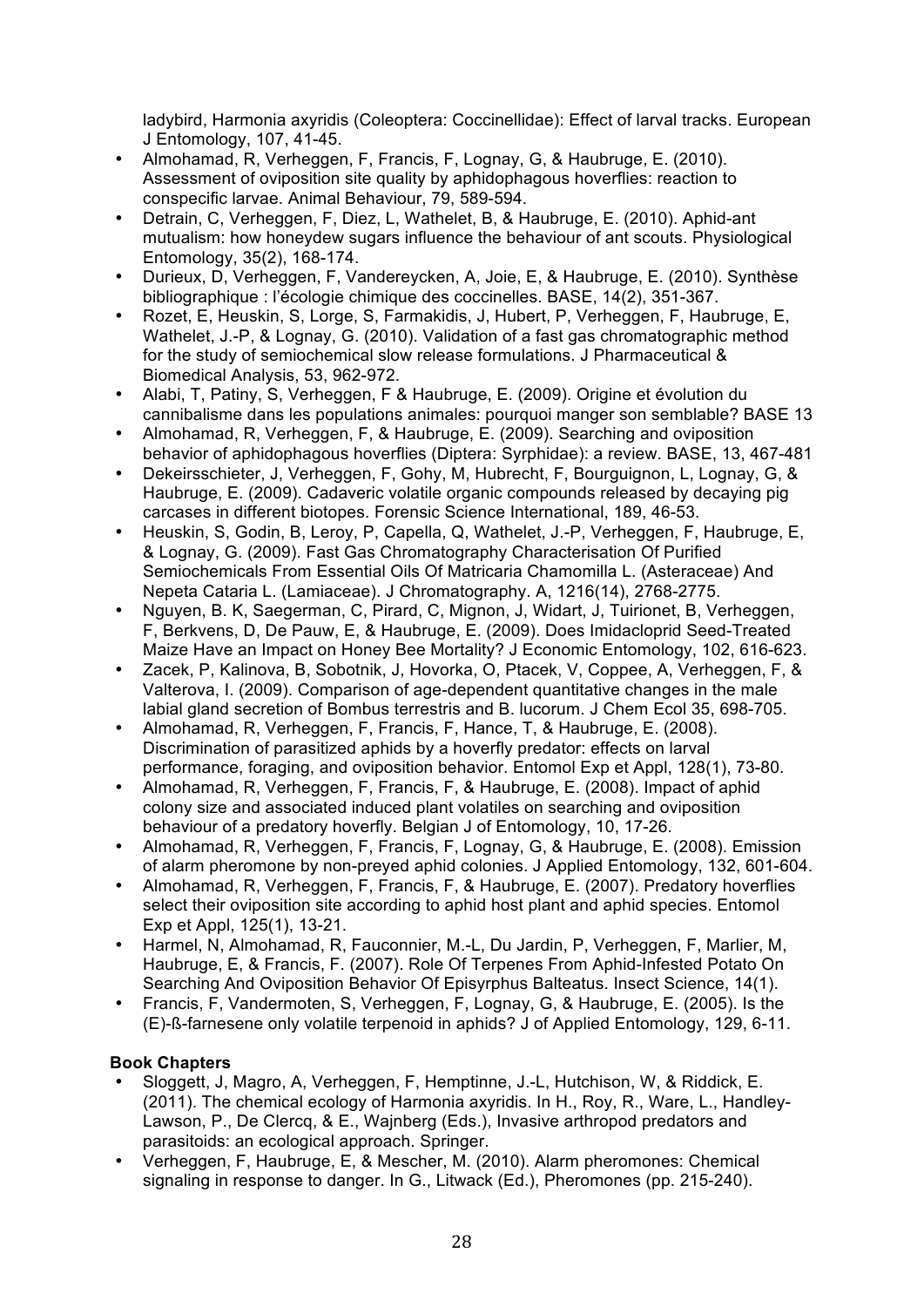ladybird, Harmonia axyridis (Coleoptera: Coccinellidae): Effect of larval tracks. European J Entomology, 107, 41-45.

- Almohamad, R, Verheggen, F, Francis, F, Lognay, G, & Haubruge, E. (2010). Assessment of oviposition site quality by aphidophagous hoverflies: reaction to conspecific larvae. Animal Behaviour, 79, 589-594.
- Detrain, C, Verheggen, F, Diez, L, Wathelet, B, & Haubruge, E. (2010). Aphid-ant mutualism: how honeydew sugars influence the behaviour of ant scouts. Physiological Entomology, 35(2), 168-174.
- Durieux, D, Verheggen, F, Vandereycken, A, Joie, E, & Haubruge, E. (2010). Synthèse bibliographique : l'écologie chimique des coccinelles. BASE, 14(2), 351-367.
- Rozet, E, Heuskin, S, Lorge, S, Farmakidis, J, Hubert, P, Verheggen, F, Haubruge, E, Wathelet, J.-P, & Lognay, G. (2010). Validation of a fast gas chromatographic method for the study of semiochemical slow release formulations. J Pharmaceutical & Biomedical Analysis, 53, 962-972.
- Alabi, T, Patiny, S, Verheggen, F & Haubruge, E. (2009). Origine et évolution du cannibalisme dans les populations animales: pourquoi manger son semblable? BASE 13
- Almohamad, R, Verheggen, F, & Haubruge, E. (2009). Searching and oviposition behavior of aphidophagous hoverflies (Diptera: Syrphidae): a review. BASE, 13, 467-481
- Dekeirsschieter, J, Verheggen, F, Gohy, M, Hubrecht, F, Bourguignon, L, Lognay, G, & Haubruge, E. (2009). Cadaveric volatile organic compounds released by decaying pig carcases in different biotopes. Forensic Science International, 189, 46-53.
- Heuskin, S, Godin, B, Leroy, P, Capella, Q, Wathelet, J.-P, Verheggen, F, Haubruge, E, & Lognay, G. (2009). Fast Gas Chromatography Characterisation Of Purified Semiochemicals From Essential Oils Of Matricaria Chamomilla L. (Asteraceae) And Nepeta Cataria L. (Lamiaceae). J Chromatography. A, 1216(14), 2768-2775.
- Nguyen, B. K, Saegerman, C, Pirard, C, Mignon, J, Widart, J, Tuirionet, B, Verheggen, F, Berkvens, D, De Pauw, E, & Haubruge, E. (2009). Does Imidacloprid Seed-Treated Maize Have an Impact on Honey Bee Mortality? J Economic Entomology, 102, 616-623.
- Zacek, P, Kalinova, B, Sobotnik, J, Hovorka, O, Ptacek, V, Coppee, A, Verheggen, F, & Valterova, I. (2009). Comparison of age-dependent quantitative changes in the male labial gland secretion of Bombus terrestris and B. lucorum. J Chem Ecol 35, 698-705.
- Almohamad, R, Verheggen, F, Francis, F, Hance, T, & Haubruge, E. (2008). Discrimination of parasitized aphids by a hoverfly predator: effects on larval performance, foraging, and oviposition behavior. Entomol Exp et Appl, 128(1), 73-80.
- Almohamad, R, Verheggen, F, Francis, F, & Haubruge, E. (2008). Impact of aphid colony size and associated induced plant volatiles on searching and oviposition behaviour of a predatory hoverfly. Belgian J of Entomology, 10, 17-26.
- Almohamad, R, Verheggen, F, Francis, F, Lognay, G, & Haubruge, E. (2008). Emission of alarm pheromone by non-preyed aphid colonies. J Applied Entomology, 132, 601-604.
- Almohamad, R, Verheggen, F, Francis, F, & Haubruge, E. (2007). Predatory hoverflies select their oviposition site according to aphid host plant and aphid species. Entomol Exp et Appl, 125(1), 13-21.
- Harmel, N, Almohamad, R, Fauconnier, M.-L, Du Jardin, P, Verheggen, F, Marlier, M, Haubruge, E, & Francis, F. (2007). Role Of Terpenes From Aphid-Infested Potato On Searching And Oviposition Behavior Of Episyrphus Balteatus. Insect Science, 14(1).
- Francis, F, Vandermoten, S, Verheggen, F, Lognay, G, & Haubruge, E. (2005). Is the (E)-ß-farnesene only volatile terpenoid in aphids? J of Applied Entomology, 129, 6-11.

**Book Chapters**

- Sloggett, J, Magro, A, Verheggen, F, Hemptinne, J.-L, Hutchison, W, & Riddick, E. (2011). The chemical ecology of Harmonia axyridis. In H., Roy, R., Ware, L., Handley-Lawson, P., De Clercq, & E., Wajnberg (Eds.), Invasive arthropod predators and parasitoids: an ecological approach. Springer.
- Verheggen, F, Haubruge, E, & Mescher, M. (2010). Alarm pheromones: Chemical signaling in response to danger. In G., Litwack (Ed.), Pheromones (pp. 215-240).